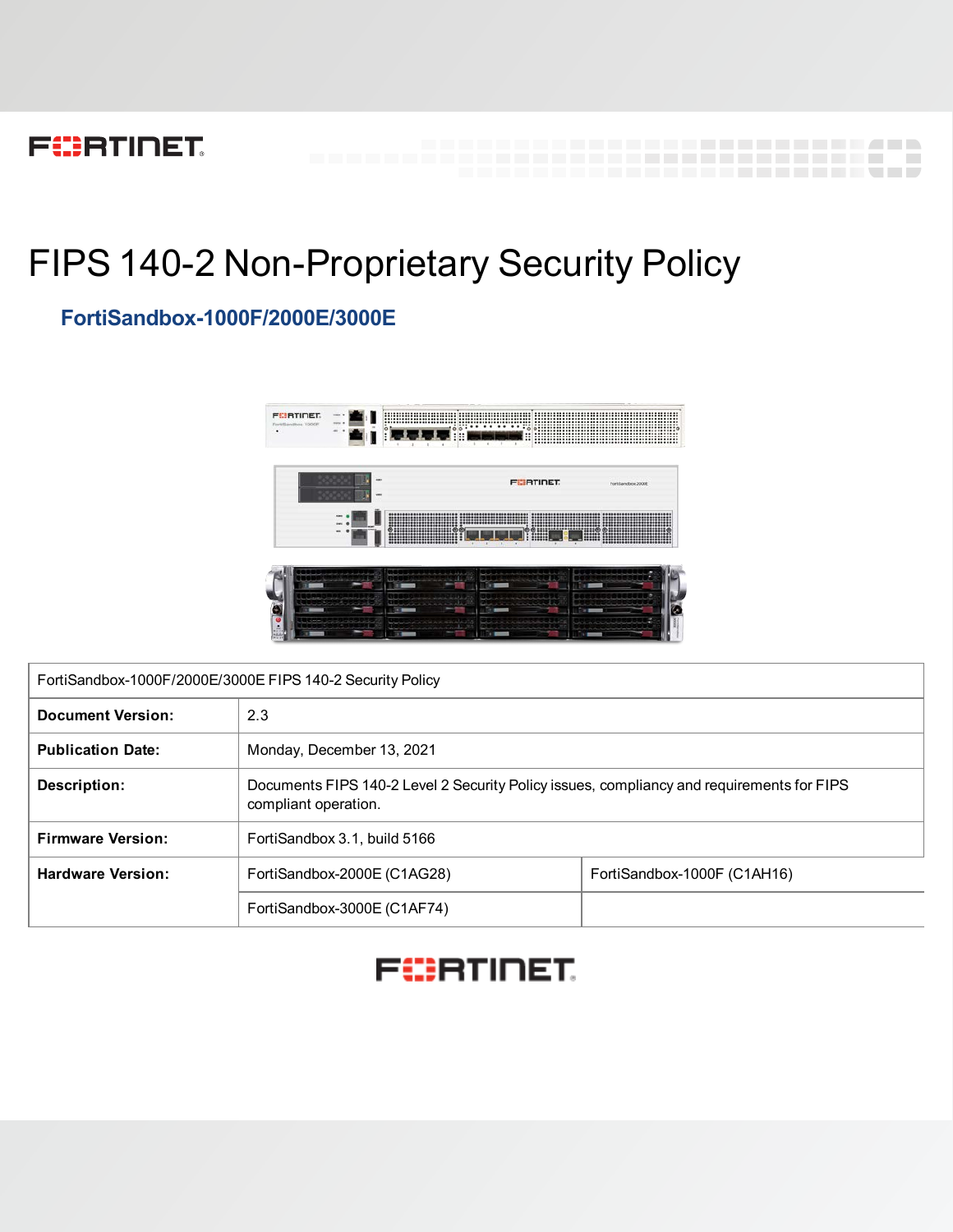# FIPS 140-2 Non-Proprietary Security Policy

## FortiSandbox-1000F/2000E/3000E

| FortiSandbox-1000F/2000E/3000E FIPS 140-2 Security Policy | | |
|---|---|---|
| **Document Version:** | 2.3 | |
| **Publication Date:** | Monday, December 13, 2021 | |
| **Description:** | Documents FIPS 140-2 Level 2 Security Policy issues, compliancy and requirements for FIPS compliant operation. | |
| **Firmware Version:** | FortiSandbox 3.1, build 5166 | |
| **Hardware Version:** | FortiSandbox-2000E (C1AG28) | FortiSandbox-1000F (C1AH16) |
| | FortiSandbox-3000E (C1AF74) | |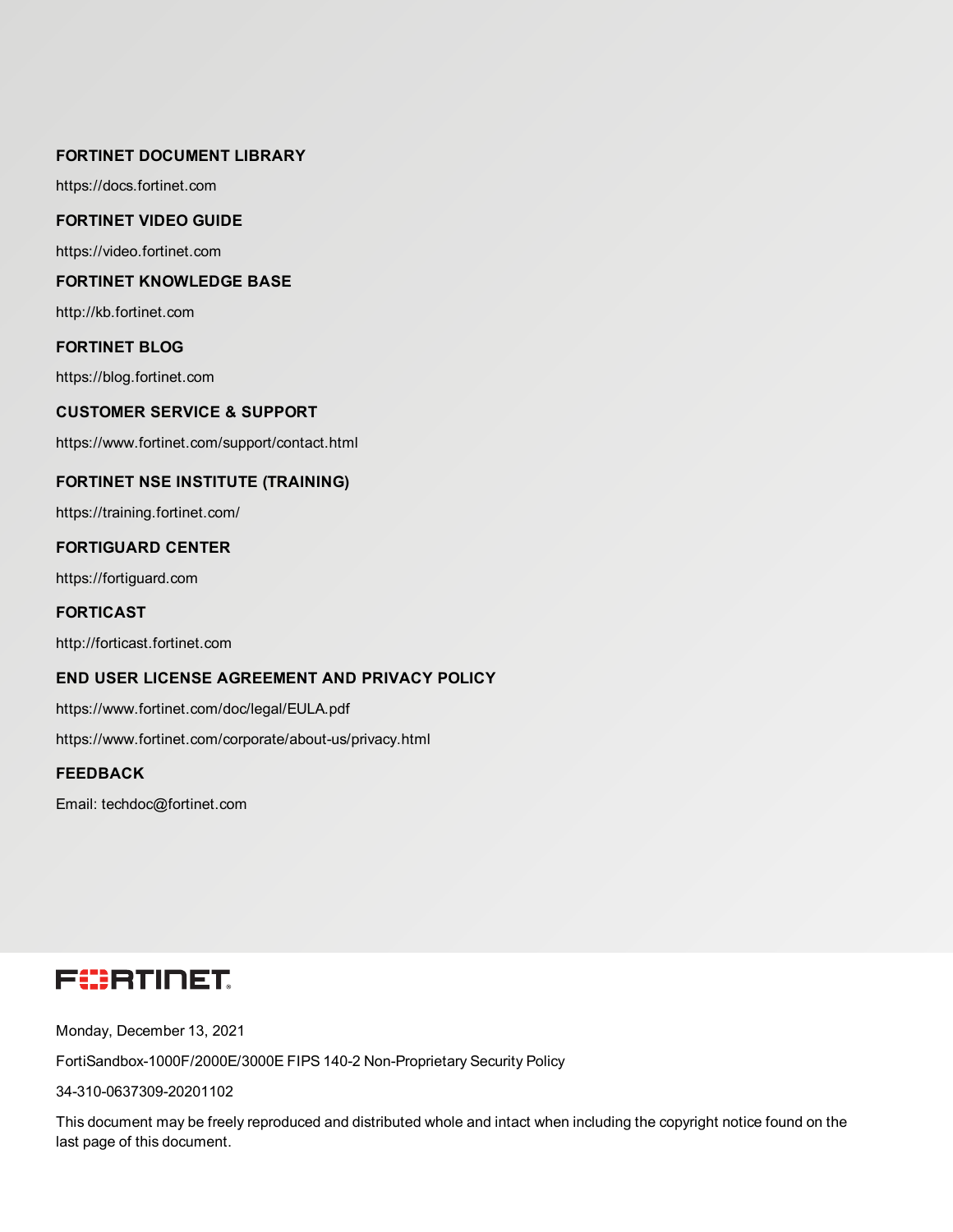**FORTINET DOCUMENT LIBRARY**

https://docs.fortinet.com

**FORTINET VIDEO GUIDE**

https://video.fortinet.com

**FORTINET KNOWLEDGE BASE**

http://kb.fortinet.com

**FORTINET BLOG**

https://blog.fortinet.com

**CUSTOMER SERVICE & SUPPORT**

https://www.fortinet.com/support/contact.html

**FORTINET NSE INSTITUTE (TRAINING)**

https://training.fortinet.com/

**FORTIGUARD CENTER**

https://fortiguard.com

**FORTICAST**

http://forticast.fortinet.com

**END USER LICENSE AGREEMENT AND PRIVACY POLICY**

https://www.fortinet.com/doc/legal/EULA.pdf

https://www.fortinet.com/corporate/about-us/privacy.html

**FEEDBACK**

Email: techdoc@fortinet.com

FORTINET

Monday, December 13, 2021

FortiSandbox-1000F/2000E/3000E FIPS 140-2 Non-Proprietary Security Policy

34-310-0637309-20201102

This document may be freely reproduced and distributed whole and intact when including the copyright notice found on the last page of this document.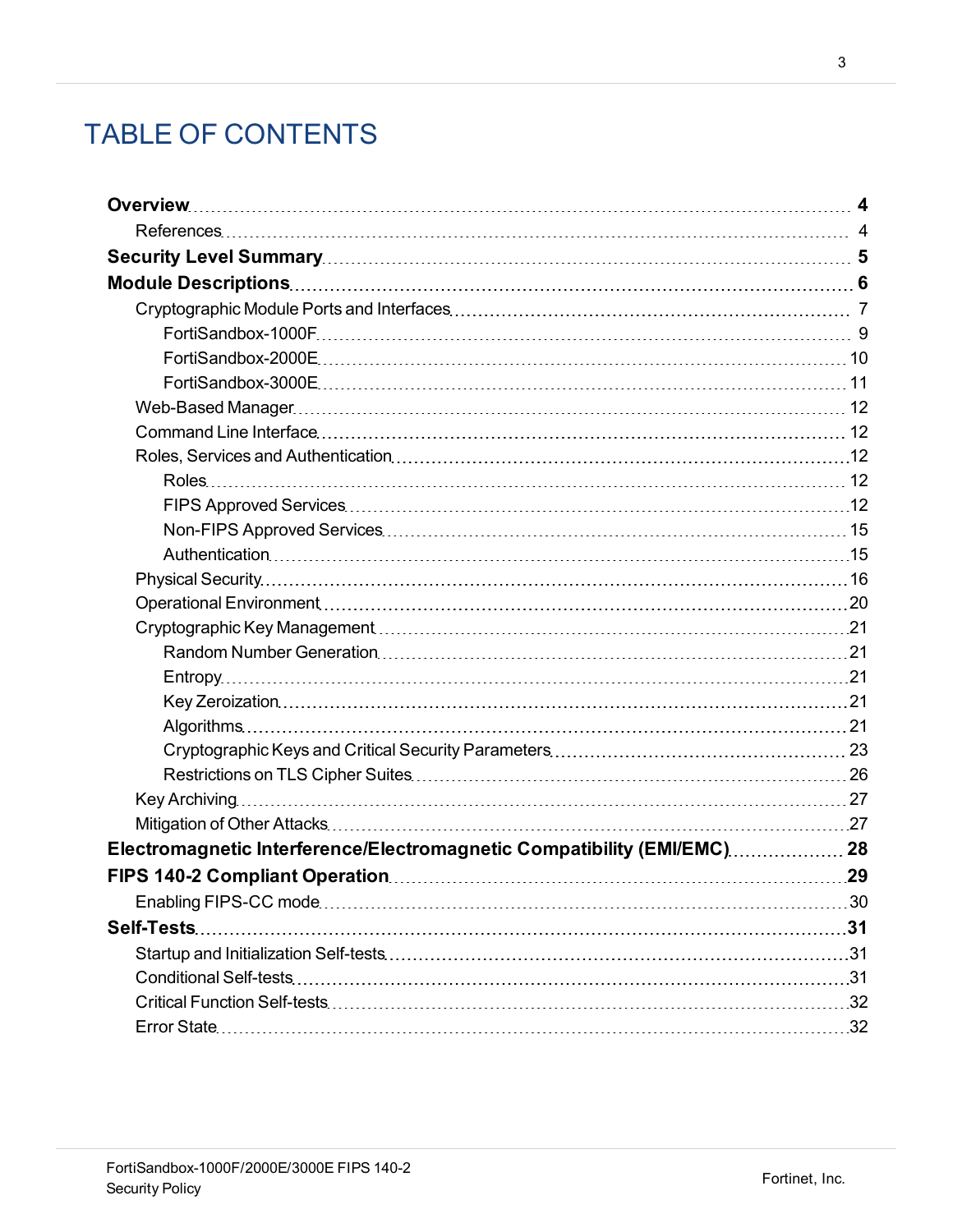# TABLE OF CONTENTS

- **Overview** 4
  - References 4
- **Security Level Summary** 5
- **Module Descriptions** 6
  - Cryptographic Module Ports and Interfaces 7
    - FortiSandbox-1000F 9
    - FortiSandbox-2000E 10
    - FortiSandbox-3000E 11
  - Web-Based Manager 12
  - Command Line Interface 12
  - Roles, Services and Authentication 12
    - Roles 12
    - FIPS Approved Services 12
    - Non-FIPS Approved Services 15
    - Authentication 15
  - Physical Security 16
  - Operational Environment 20
  - Cryptographic Key Management 21
    - Random Number Generation 21
    - Entropy 21
    - Key Zeroization 21
    - Algorithms 21
    - Cryptographic Keys and Critical Security Parameters 23
    - Restrictions on TLS Cipher Suites 26
  - Key Archiving 27
  - Mitigation of Other Attacks 27
- **Electromagnetic Interference/Electromagnetic Compatibility (EMI/EMC)** 28
- **FIPS 140-2 Compliant Operation** 29
  - Enabling FIPS-CC mode 30
- **Self-Tests** 31
  - Startup and Initialization Self-tests 31
  - Conditional Self-tests 31
  - Critical Function Self-tests 32
  - Error State 32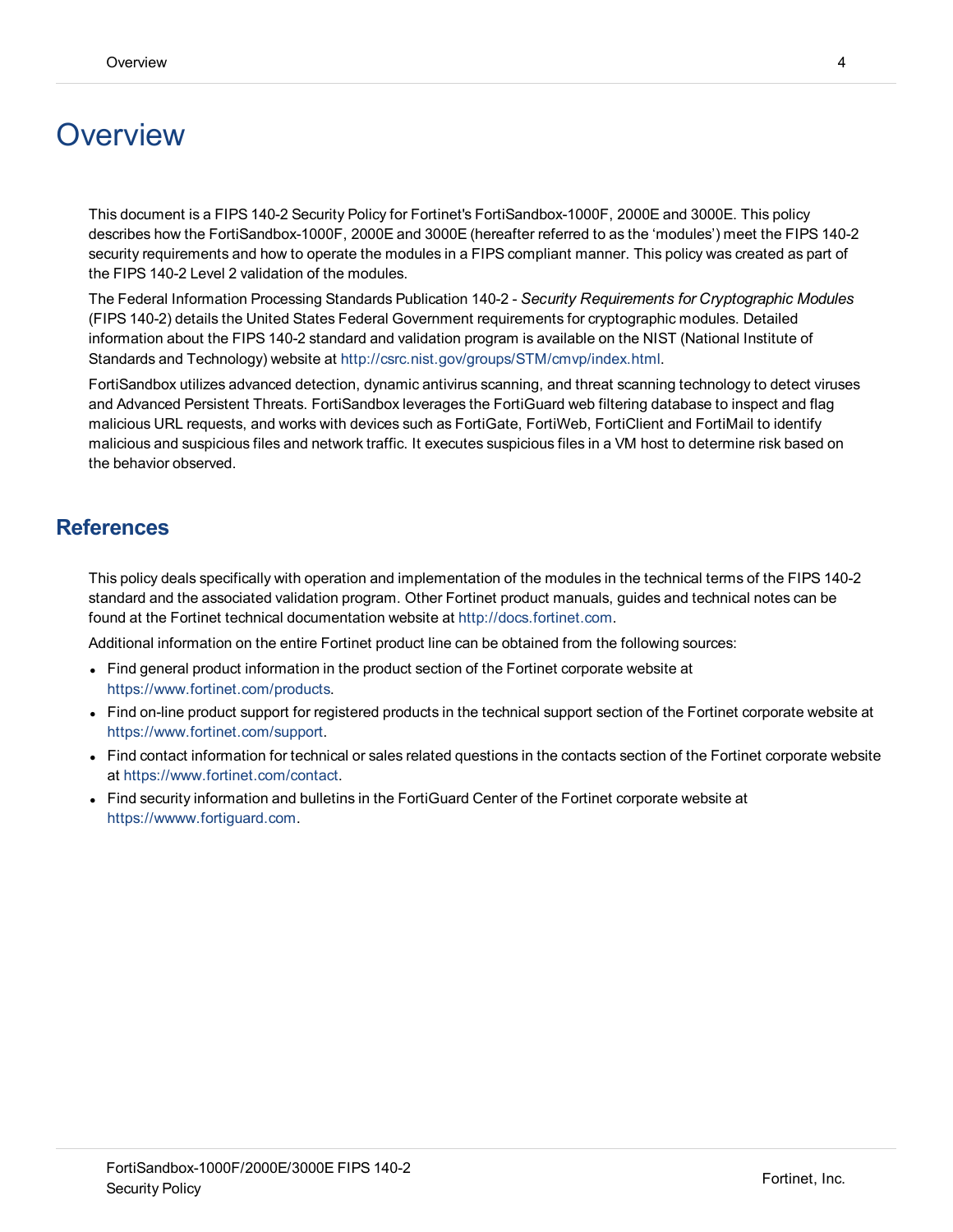# Overview

This document is a FIPS 140-2 Security Policy for Fortinet's FortiSandbox-1000F, 2000E and 3000E. This policy describes how the FortiSandbox-1000F, 2000E and 3000E (hereafter referred to as the 'modules') meet the FIPS 140-2 security requirements and how to operate the modules in a FIPS compliant manner. This policy was created as part of the FIPS 140-2 Level 2 validation of the modules.

The Federal Information Processing Standards Publication 140-2 - *Security Requirements for Cryptographic Modules* (FIPS 140-2) details the United States Federal Government requirements for cryptographic modules. Detailed information about the FIPS 140-2 standard and validation program is available on the NIST (National Institute of Standards and Technology) website at http://csrc.nist.gov/groups/STM/cmvp/index.html.

FortiSandbox utilizes advanced detection, dynamic antivirus scanning, and threat scanning technology to detect viruses and Advanced Persistent Threats. FortiSandbox leverages the FortiGuard web filtering database to inspect and flag malicious URL requests, and works with devices such as FortiGate, FortiWeb, FortiClient and FortiMail to identify malicious and suspicious files and network traffic. It executes suspicious files in a VM host to determine risk based on the behavior observed.

## References

This policy deals specifically with operation and implementation of the modules in the technical terms of the FIPS 140-2 standard and the associated validation program. Other Fortinet product manuals, guides and technical notes can be found at the Fortinet technical documentation website at http://docs.fortinet.com.

Additional information on the entire Fortinet product line can be obtained from the following sources:

- Find general product information in the product section of the Fortinet corporate website at https://www.fortinet.com/products.
- Find on-line product support for registered products in the technical support section of the Fortinet corporate website at https://www.fortinet.com/support.
- Find contact information for technical or sales related questions in the contacts section of the Fortinet corporate website at https://www.fortinet.com/contact.
- Find security information and bulletins in the FortiGuard Center of the Fortinet corporate website at https://wwww.fortiguard.com.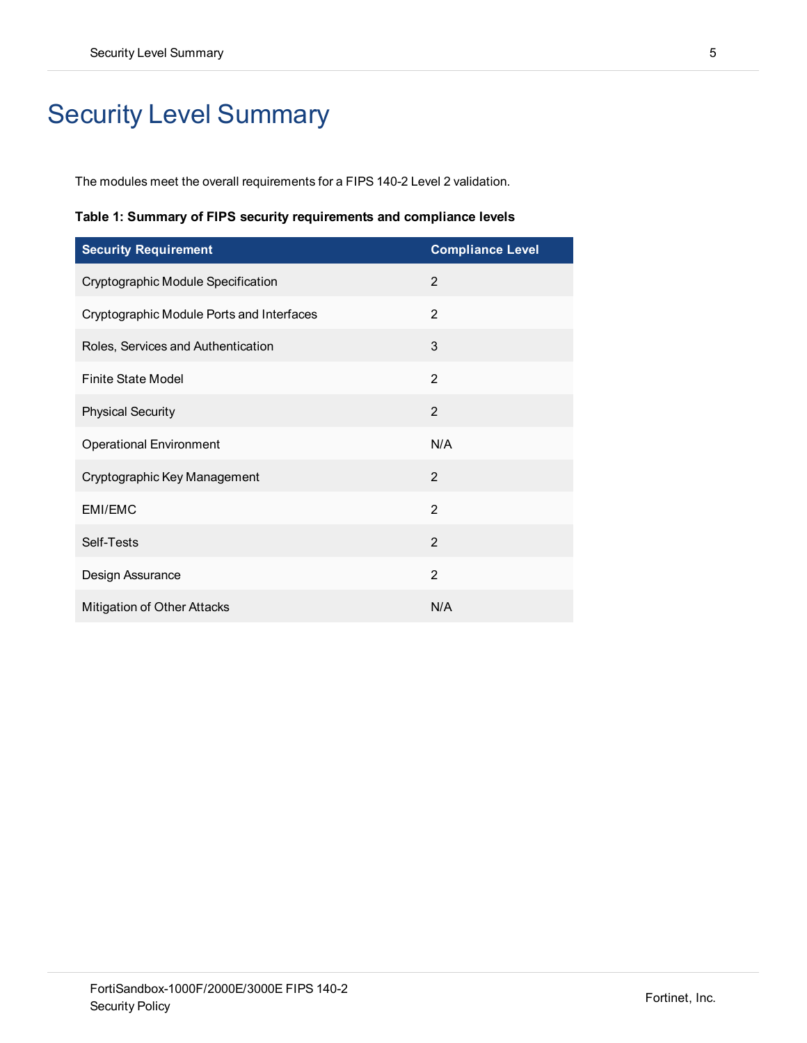# Security Level Summary

The modules meet the overall requirements for a FIPS 140-2 Level 2 validation.

**Table 1: Summary of FIPS security requirements and compliance levels**

| Security Requirement | Compliance Level |
|---|---|
| Cryptographic Module Specification | 2 |
| Cryptographic Module Ports and Interfaces | 2 |
| Roles, Services and Authentication | 3 |
| Finite State Model | 2 |
| Physical Security | 2 |
| Operational Environment | N/A |
| Cryptographic Key Management | 2 |
| EMI/EMC | 2 |
| Self-Tests | 2 |
| Design Assurance | 2 |
| Mitigation of Other Attacks | N/A |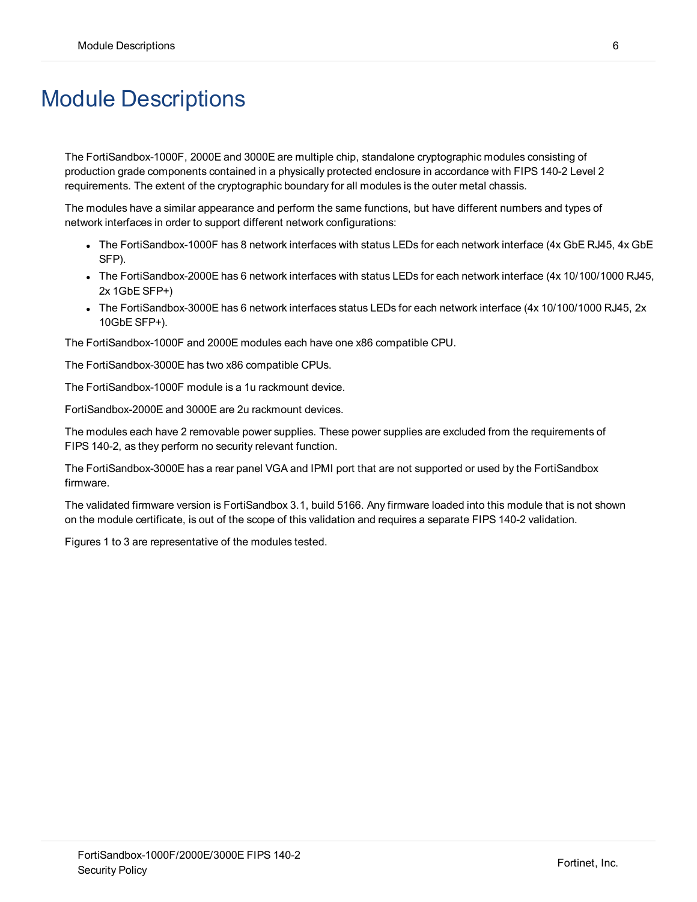# Module Descriptions

The FortiSandbox-1000F, 2000E and 3000E are multiple chip, standalone cryptographic modules consisting of production grade components contained in a physically protected enclosure in accordance with FIPS 140-2 Level 2 requirements. The extent of the cryptographic boundary for all modules is the outer metal chassis.

The modules have a similar appearance and perform the same functions, but have different numbers and types of network interfaces in order to support different network configurations:

- The FortiSandbox-1000F has 8 network interfaces with status LEDs for each network interface (4x GbE RJ45, 4x GbE SFP).
- The FortiSandbox-2000E has 6 network interfaces with status LEDs for each network interface (4x 10/100/1000 RJ45, 2x 1GbE SFP+)
- The FortiSandbox-3000E has 6 network interfaces status LEDs for each network interface (4x 10/100/1000 RJ45, 2x 10GbE SFP+).

The FortiSandbox-1000F and 2000E modules each have one x86 compatible CPU.

The FortiSandbox-3000E has two x86 compatible CPUs.

The FortiSandbox-1000F module is a 1u rackmount device.

FortiSandbox-2000E and 3000E are 2u rackmount devices.

The modules each have 2 removable power supplies. These power supplies are excluded from the requirements of FIPS 140-2, as they perform no security relevant function.

The FortiSandbox-3000E has a rear panel VGA and IPMI port that are not supported or used by the FortiSandbox firmware.

The validated firmware version is FortiSandbox 3.1, build 5166. Any firmware loaded into this module that is not shown on the module certificate, is out of the scope of this validation and requires a separate FIPS 140-2 validation.

Figures 1 to 3 are representative of the modules tested.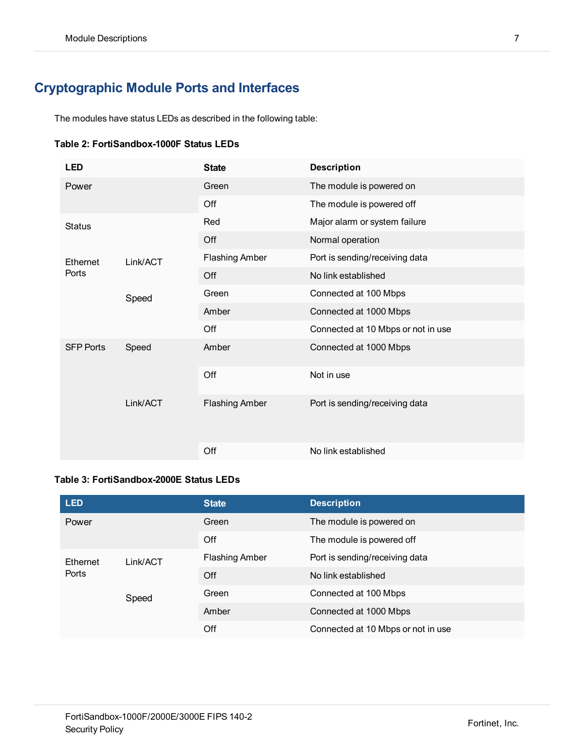## Cryptographic Module Ports and Interfaces

The modules have status LEDs as described in the following table:

**Table 2: FortiSandbox-1000F Status LEDs**

| LED | | State | Description |
|---|---|---|---|
| Power | | Green | The module is powered on |
| | | Off | The module is powered off |
| Status | | Red | Major alarm or system failure |
| | | Off | Normal operation |
| Ethernet Ports | Link/ACT | Flashing Amber | Port is sending/receiving data |
| | | Off | No link established |
| | Speed | Green | Connected at 100 Mbps |
| | | Amber | Connected at 1000 Mbps |
| | | Off | Connected at 10 Mbps or not in use |
| SFP Ports | Speed | Amber | Connected at 1000 Mbps |
| | | Off | Not in use |
| | Link/ACT | Flashing Amber | Port is sending/receiving data |
| | | Off | No link established |

**Table 3: FortiSandbox-2000E Status LEDs**

| LED | | State | Description |
|---|---|---|---|
| Power | | Green | The module is powered on |
| | | Off | The module is powered off |
| Ethernet Ports | Link/ACT | Flashing Amber | Port is sending/receiving data |
| | | Off | No link established |
| | Speed | Green | Connected at 100 Mbps |
| | | Amber | Connected at 1000 Mbps |
| | | Off | Connected at 10 Mbps or not in use |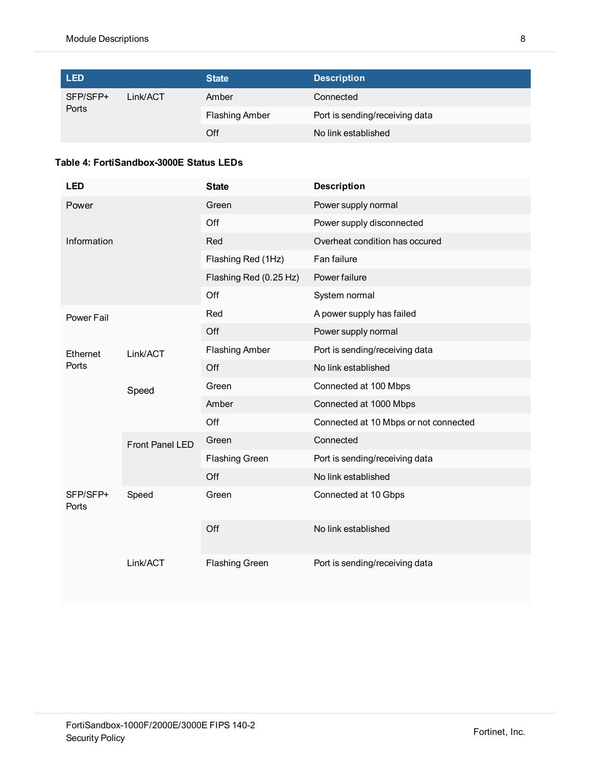| LED | | State | Description |
|---|---|---|---|
| SFP/SFP+ Ports | Link/ACT | Amber | Connected |
| | | Flashing Amber | Port is sending/receiving data |
| | | Off | No link established |

**Table 4: FortiSandbox-3000E Status LEDs**

| LED | | State | Description |
|---|---|---|---|
| Power | | Green | Power supply normal |
| | | Off | Power supply disconnected |
| Information | | Red | Overheat condition has occured |
| | | Flashing Red (1Hz) | Fan failure |
| | | Flashing Red (0.25 Hz) | Power failure |
| | | Off | System normal |
| Power Fail | | Red | A power supply has failed |
| | | Off | Power supply normal |
| Ethernet Ports | Link/ACT | Flashing Amber | Port is sending/receiving data |
| | | Off | No link established |
| | Speed | Green | Connected at 100 Mbps |
| | | Amber | Connected at 1000 Mbps |
| | | Off | Connected at 10 Mbps or not connected |
| | Front Panel LED | Green | Connected |
| | | Flashing Green | Port is sending/receiving data |
| | | Off | No link established |
| SFP/SFP+ Ports | Speed | Green | Connected at 10 Gbps |
| | | Off | No link established |
| | Link/ACT | Flashing Green | Port is sending/receiving data |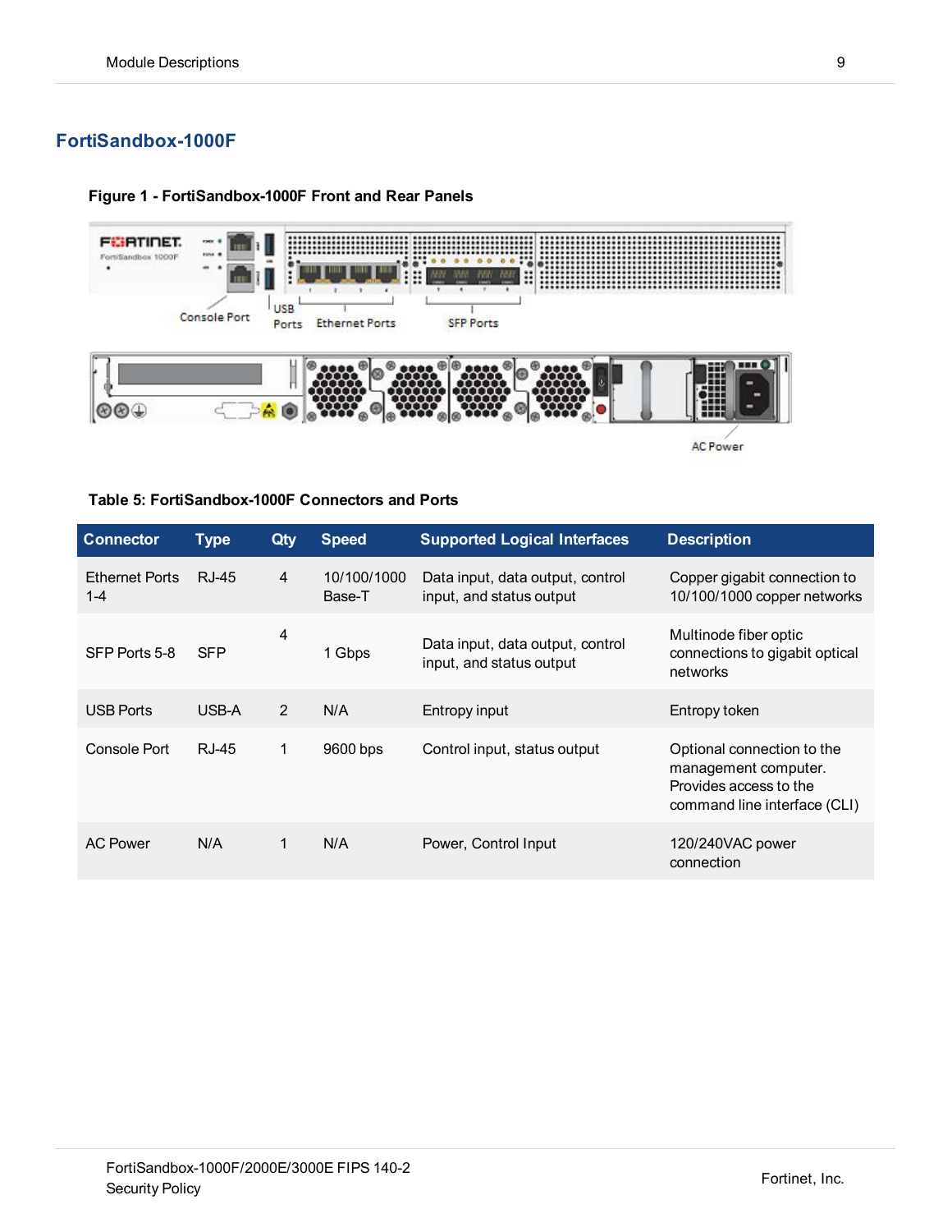## FortiSandbox-1000F

**Figure 1 - FortiSandbox-1000F Front and Rear Panels**

**Table 5: FortiSandbox-1000F Connectors and Ports**

| Connector | Type | Qty | Speed | Supported Logical Interfaces | Description |
|---|---|---|---|---|---|
| Ethernet Ports 1-4 | RJ-45 | 4 | 10/100/1000 Base-T | Data input, data output, control input, and status output | Copper gigabit connection to 10/100/1000 copper networks |
| SFP Ports 5-8 | SFP | 4 | 1 Gbps | Data input, data output, control input, and status output | Multinode fiber optic connections to gigabit optical networks |
| USB Ports | USB-A | 2 | N/A | Entropy input | Entropy token |
| Console Port | RJ-45 | 1 | 9600 bps | Control input, status output | Optional connection to the management computer. Provides access to the command line interface (CLI) |
| AC Power | N/A | 1 | N/A | Power, Control Input | 120/240VAC power connection |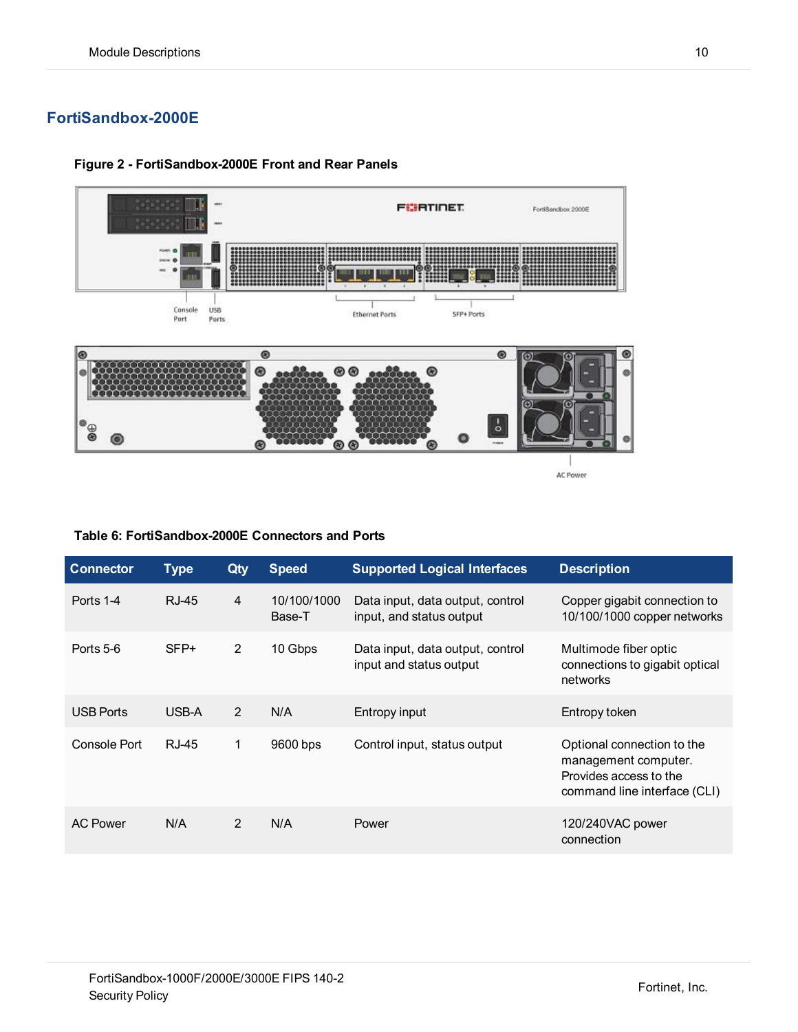## FortiSandbox-2000E

**Figure 2 - FortiSandbox-2000E Front and Rear Panels**

**Table 6: FortiSandbox-2000E Connectors and Ports**

| Connector | Type | Qty | Speed | Supported Logical Interfaces | Description |
|---|---|---|---|---|---|
| Ports 1-4 | RJ-45 | 4 | 10/100/1000 Base-T | Data input, data output, control input, and status output | Copper gigabit connection to 10/100/1000 copper networks |
| Ports 5-6 | SFP+ | 2 | 10 Gbps | Data input, data output, control input and status output | Multimode fiber optic connections to gigabit optical networks |
| USB Ports | USB-A | 2 | N/A | Entropy input | Entropy token |
| Console Port | RJ-45 | 1 | 9600 bps | Control input, status output | Optional connection to the management computer. Provides access to the command line interface (CLI) |
| AC Power | N/A | 2 | N/A | Power | 120/240VAC power connection |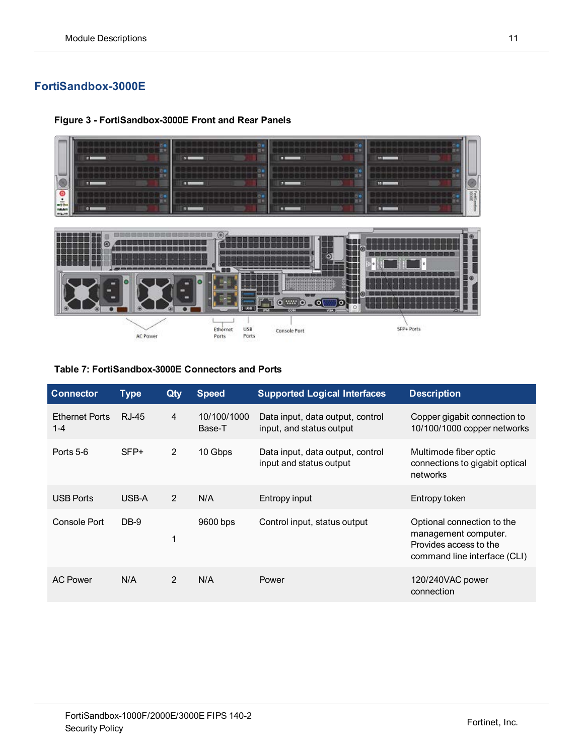## FortiSandbox-3000E

**Figure 3 - FortiSandbox-3000E Front and Rear Panels**

**Table 7: FortiSandbox-3000E Connectors and Ports**

| Connector | Type | Qty | Speed | Supported Logical Interfaces | Description |
|---|---|---|---|---|---|
| Ethernet Ports 1-4 | RJ-45 | 4 | 10/100/1000 Base-T | Data input, data output, control input, and status output | Copper gigabit connection to 10/100/1000 copper networks |
| Ports 5-6 | SFP+ | 2 | 10 Gbps | Data input, data output, control input and status output | Multimode fiber optic connections to gigabit optical networks |
| USB Ports | USB-A | 2 | N/A | Entropy input | Entropy token |
| Console Port | DB-9 | 1 | 9600 bps | Control input, status output | Optional connection to the management computer. Provides access to the command line interface (CLI) |
| AC Power | N/A | 2 | N/A | Power | 120/240VAC power connection |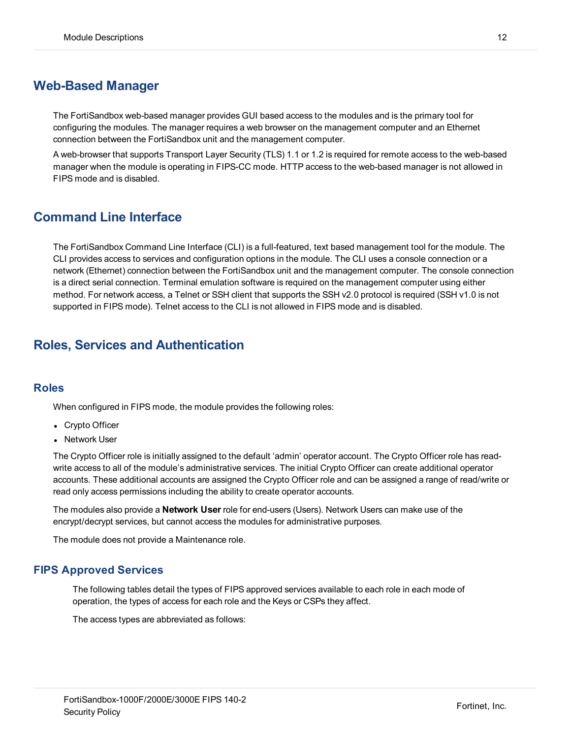## Web-Based Manager

The FortiSandbox web-based manager provides GUI based access to the modules and is the primary tool for configuring the modules. The manager requires a web browser on the management computer and an Ethernet connection between the FortiSandbox unit and the management computer.

A web-browser that supports Transport Layer Security (TLS) 1.1 or 1.2 is required for remote access to the web-based manager when the module is operating in FIPS-CC mode. HTTP access to the web-based manager is not allowed in FIPS mode and is disabled.

## Command Line Interface

The FortiSandbox Command Line Interface (CLI) is a full-featured, text based management tool for the module. The CLI provides access to services and configuration options in the module. The CLI uses a console connection or a network (Ethernet) connection between the FortiSandbox unit and the management computer. The console connection is a direct serial connection. Terminal emulation software is required on the management computer using either method. For network access, a Telnet or SSH client that supports the SSH v2.0 protocol is required (SSH v1.0 is not supported in FIPS mode). Telnet access to the CLI is not allowed in FIPS mode and is disabled.

## Roles, Services and Authentication

### Roles

When configured in FIPS mode, the module provides the following roles:

- Crypto Officer
- Network User

The Crypto Officer role is initially assigned to the default 'admin' operator account. The Crypto Officer role has read-write access to all of the module's administrative services. The initial Crypto Officer can create additional operator accounts. These additional accounts are assigned the Crypto Officer role and can be assigned a range of read/write or read only access permissions including the ability to create operator accounts.

The modules also provide a **Network User** role for end-users (Users). Network Users can make use of the encrypt/decrypt services, but cannot access the modules for administrative purposes.

The module does not provide a Maintenance role.

### FIPS Approved Services

The following tables detail the types of FIPS approved services available to each role in each mode of operation, the types of access for each role and the Keys or CSPs they affect.

The access types are abbreviated as follows: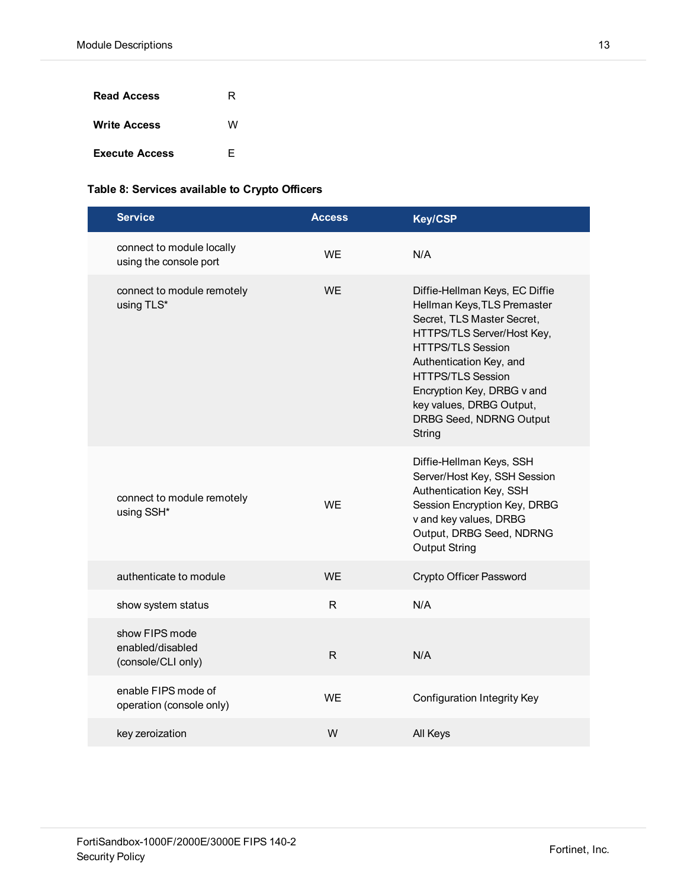| | |
|---|---|
| **Read Access** | R |
| **Write Access** | W |
| **Execute Access** | E |

**Table 8: Services available to Crypto Officers**

| Service | Access | Key/CSP |
|---|---|---|
| connect to module locally using the console port | WE | N/A |
| connect to module remotely using TLS* | WE | Diffie-Hellman Keys, EC Diffie Hellman Keys, TLS Premaster Secret, TLS Master Secret, HTTPS/TLS Server/Host Key, HTTPS/TLS Session Authentication Key, and HTTPS/TLS Session Encryption Key, DRBG v and key values, DRBG Output, DRBG Seed, NDRNG Output String |
| connect to module remotely using SSH* | WE | Diffie-Hellman Keys, SSH Server/Host Key, SSH Session Authentication Key, SSH Session Encryption Key, DRBG v and key values, DRBG Output, DRBG Seed, NDRNG Output String |
| authenticate to module | WE | Crypto Officer Password |
| show system status | R | N/A |
| show FIPS mode enabled/disabled (console/CLI only) | R | N/A |
| enable FIPS mode of operation (console only) | WE | Configuration Integrity Key |
| key zeroization | W | All Keys |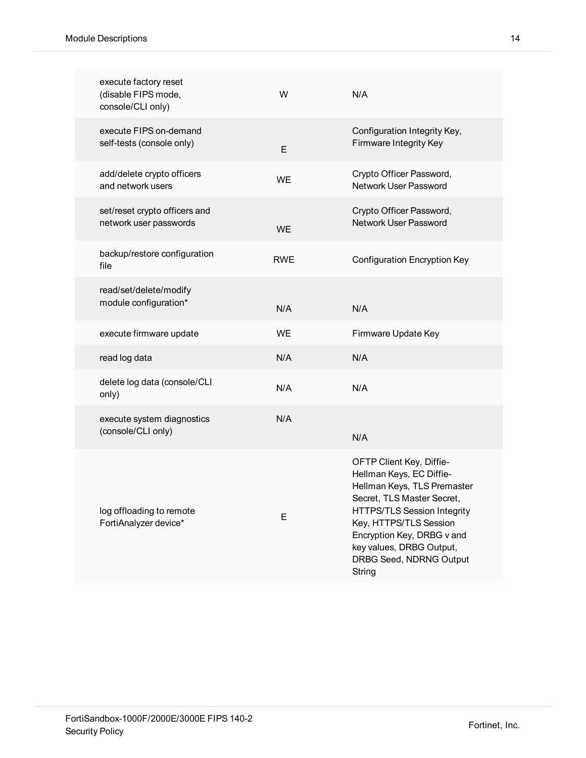| | | |
|---|---|---|
| execute factory reset (disable FIPS mode, console/CLI only) | W | N/A |
| execute FIPS on-demand self-tests (console only) | E | Configuration Integrity Key, Firmware Integrity Key |
| add/delete crypto officers and network users | WE | Crypto Officer Password, Network User Password |
| set/reset crypto officers and network user passwords | WE | Crypto Officer Password, Network User Password |
| backup/restore configuration file | RWE | Configuration Encryption Key |
| read/set/delete/modify module configuration* | N/A | N/A |
| execute firmware update | WE | Firmware Update Key |
| read log data | N/A | N/A |
| delete log data (console/CLI only) | N/A | N/A |
| execute system diagnostics (console/CLI only) | N/A | N/A |
| log offloading to remote FortiAnalyzer device* | E | OFTP Client Key, Diffie-Hellman Keys, EC Diffie-Hellman Keys, TLS Premaster Secret, TLS Master Secret, HTTPS/TLS Session Integrity Key, HTTPS/TLS Session Encryption Key, DRBG v and key values, DRBG Output, DRBG Seed, NDRNG Output String |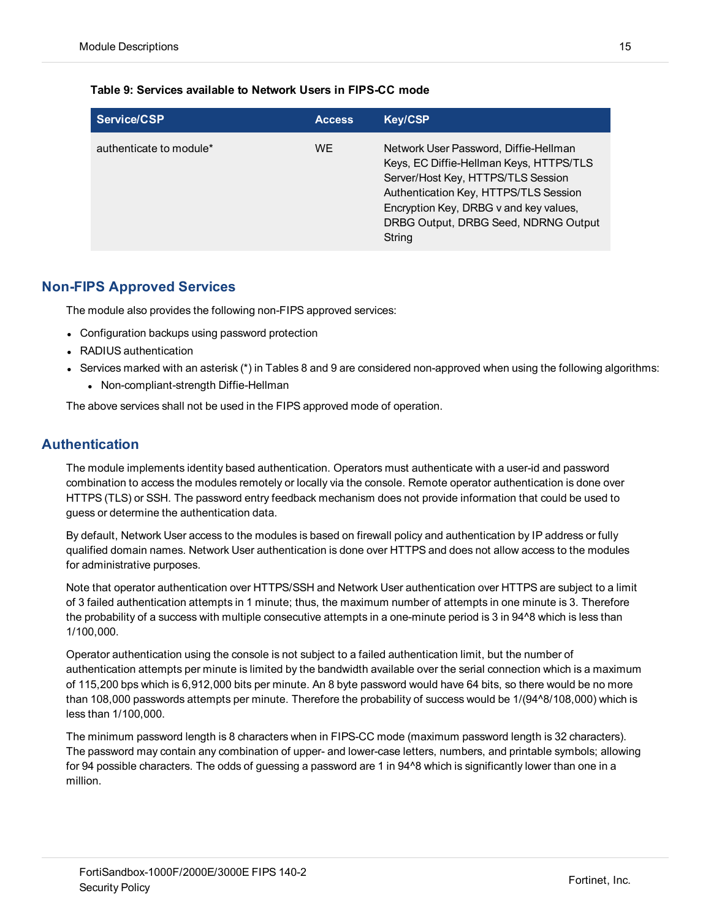**Table 9: Services available to Network Users in FIPS-CC mode**

| Service/CSP | Access | Key/CSP |
|---|---|---|
| authenticate to module* | WE | Network User Password, Diffie-Hellman Keys, EC Diffie-Hellman Keys, HTTPS/TLS Server/Host Key, HTTPS/TLS Session Authentication Key, HTTPS/TLS Session Encryption Key, DRBG v and key values, DRBG Output, DRBG Seed, NDRNG Output String |

## Non-FIPS Approved Services

The module also provides the following non-FIPS approved services:

- Configuration backups using password protection
- RADIUS authentication
- Services marked with an asterisk (*) in Tables 8 and 9 are considered non-approved when using the following algorithms:
  - Non-compliant-strength Diffie-Hellman

The above services shall not be used in the FIPS approved mode of operation.

## Authentication

The module implements identity based authentication. Operators must authenticate with a user-id and password combination to access the modules remotely or locally via the console. Remote operator authentication is done over HTTPS (TLS) or SSH. The password entry feedback mechanism does not provide information that could be used to guess or determine the authentication data.

By default, Network User access to the modules is based on firewall policy and authentication by IP address or fully qualified domain names. Network User authentication is done over HTTPS and does not allow access to the modules for administrative purposes.

Note that operator authentication over HTTPS/SSH and Network User authentication over HTTPS are subject to a limit of 3 failed authentication attempts in 1 minute; thus, the maximum number of attempts in one minute is 3. Therefore the probability of a success with multiple consecutive attempts in a one-minute period is 3 in 94^8 which is less than 1/100,000.

Operator authentication using the console is not subject to a failed authentication limit, but the number of authentication attempts per minute is limited by the bandwidth available over the serial connection which is a maximum of 115,200 bps which is 6,912,000 bits per minute. An 8 byte password would have 64 bits, so there would be no more than 108,000 passwords attempts per minute. Therefore the probability of success would be 1/(94^8/108,000) which is less than 1/100,000.

The minimum password length is 8 characters when in FIPS-CC mode (maximum password length is 32 characters). The password may contain any combination of upper- and lower-case letters, numbers, and printable symbols; allowing for 94 possible characters. The odds of guessing a password are 1 in 94^8 which is significantly lower than one in a million.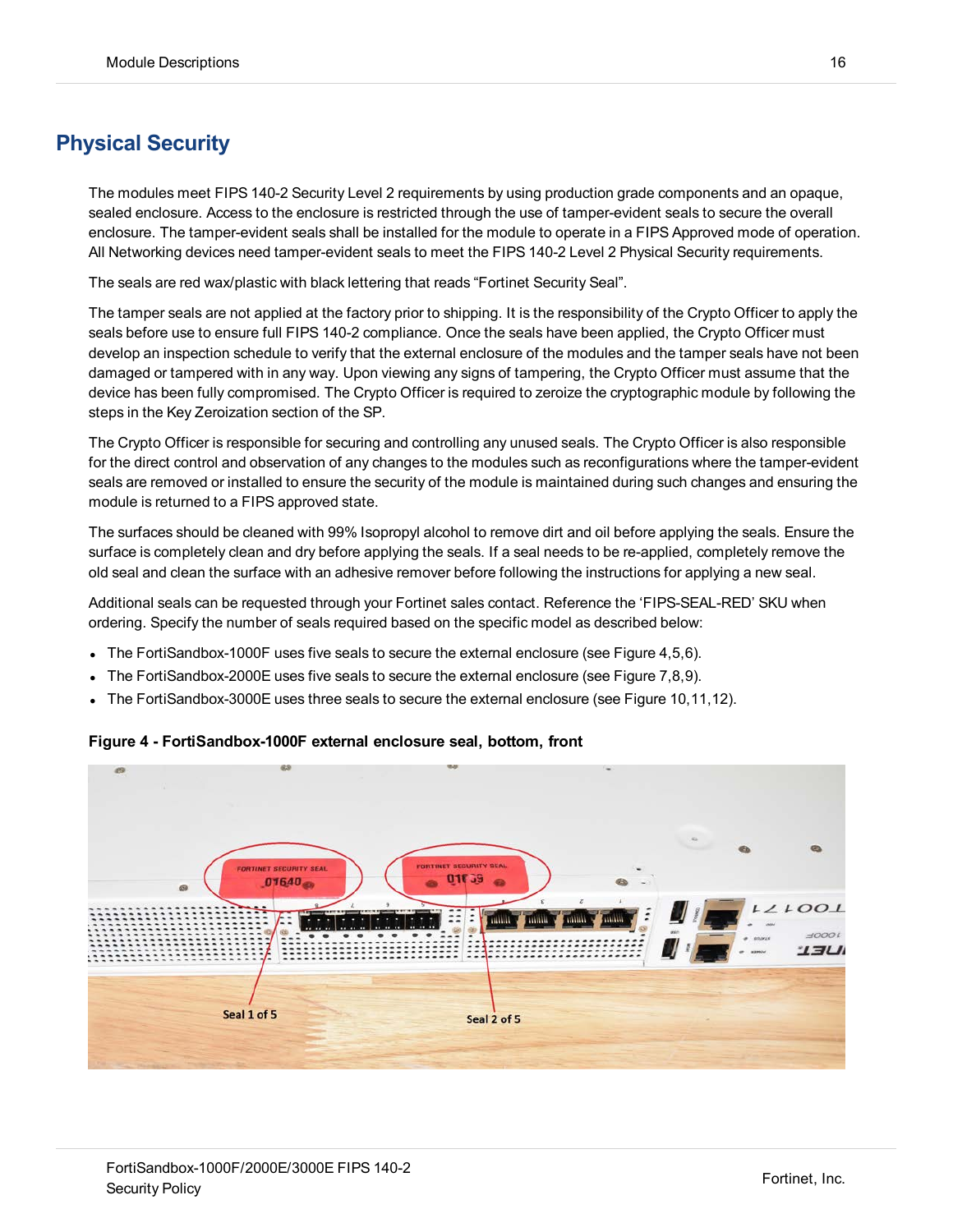## Physical Security

The modules meet FIPS 140-2 Security Level 2 requirements by using production grade components and an opaque, sealed enclosure. Access to the enclosure is restricted through the use of tamper-evident seals to secure the overall enclosure. The tamper-evident seals shall be installed for the module to operate in a FIPS Approved mode of operation. All Networking devices need tamper-evident seals to meet the FIPS 140-2 Level 2 Physical Security requirements.

The seals are red wax/plastic with black lettering that reads “Fortinet Security Seal”.

The tamper seals are not applied at the factory prior to shipping. It is the responsibility of the Crypto Officer to apply the seals before use to ensure full FIPS 140-2 compliance. Once the seals have been applied, the Crypto Officer must develop an inspection schedule to verify that the external enclosure of the modules and the tamper seals have not been damaged or tampered with in any way. Upon viewing any signs of tampering, the Crypto Officer must assume that the device has been fully compromised. The Crypto Officer is required to zeroize the cryptographic module by following the steps in the Key Zeroization section of the SP.

The Crypto Officer is responsible for securing and controlling any unused seals. The Crypto Officer is also responsible for the direct control and observation of any changes to the modules such as reconfigurations where the tamper-evident seals are removed or installed to ensure the security of the module is maintained during such changes and ensuring the module is returned to a FIPS approved state.

The surfaces should be cleaned with 99% Isopropyl alcohol to remove dirt and oil before applying the seals. Ensure the surface is completely clean and dry before applying the seals. If a seal needs to be re-applied, completely remove the old seal and clean the surface with an adhesive remover before following the instructions for applying a new seal.

Additional seals can be requested through your Fortinet sales contact. Reference the ‘FIPS-SEAL-RED’ SKU when ordering. Specify the number of seals required based on the specific model as described below:

- The FortiSandbox-1000F uses five seals to secure the external enclosure (see Figure 4,5,6).
- The FortiSandbox-2000E uses five seals to secure the external enclosure (see Figure 7,8,9).
- The FortiSandbox-3000E uses three seals to secure the external enclosure (see Figure 10,11,12).

**Figure 4 - FortiSandbox-1000F external enclosure seal, bottom, front**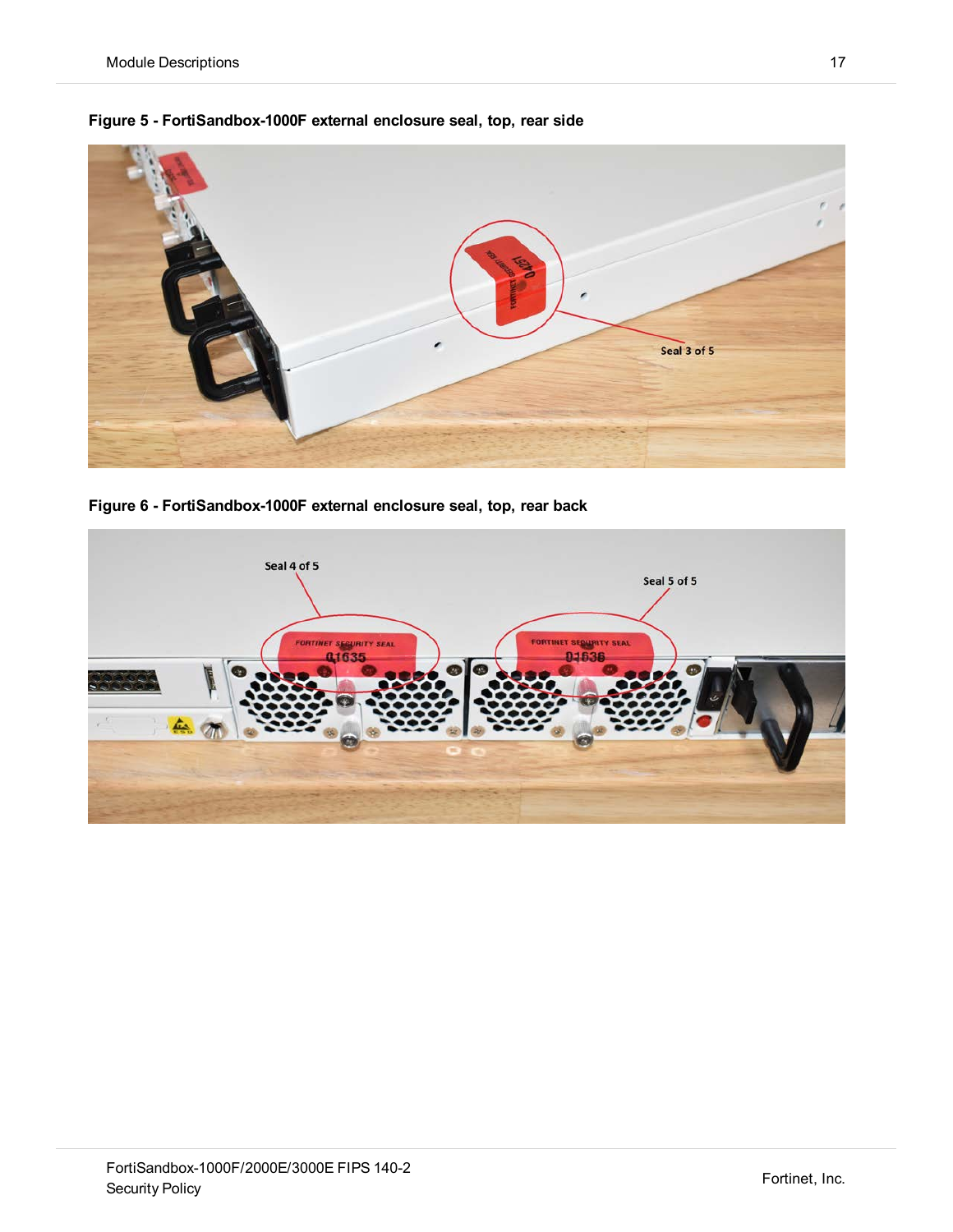**Figure 5 - FortiSandbox-1000F external enclosure seal, top, rear side**

**Figure 6 - FortiSandbox-1000F external enclosure seal, top, rear back**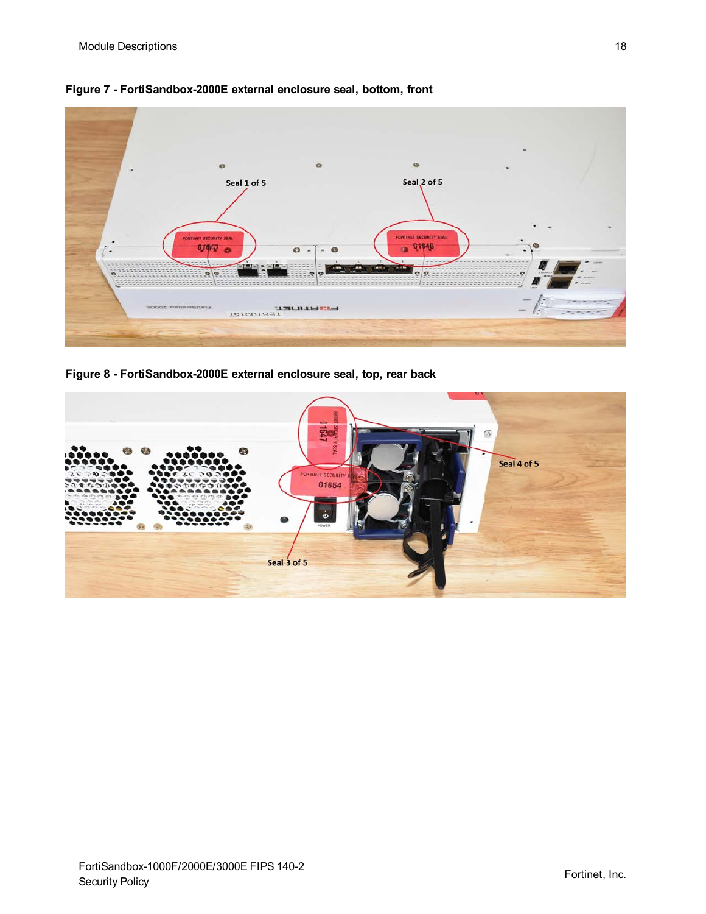**Figure 7 - FortiSandbox-2000E external enclosure seal, bottom, front**

**Figure 8 - FortiSandbox-2000E external enclosure seal, top, rear back**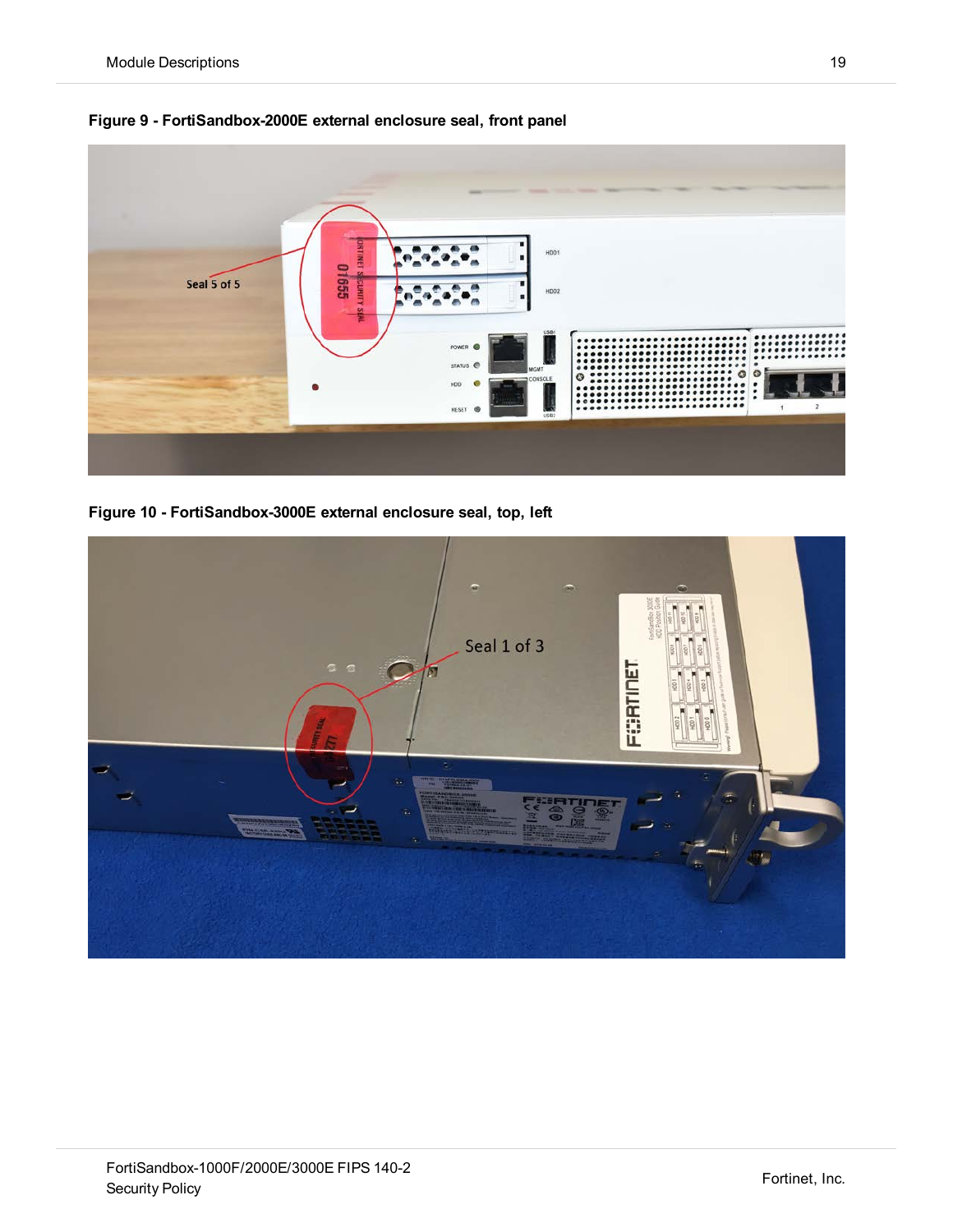**Figure 9 - FortiSandbox-2000E external enclosure seal, front panel**

**Figure 10 - FortiSandbox-3000E external enclosure seal, top, left**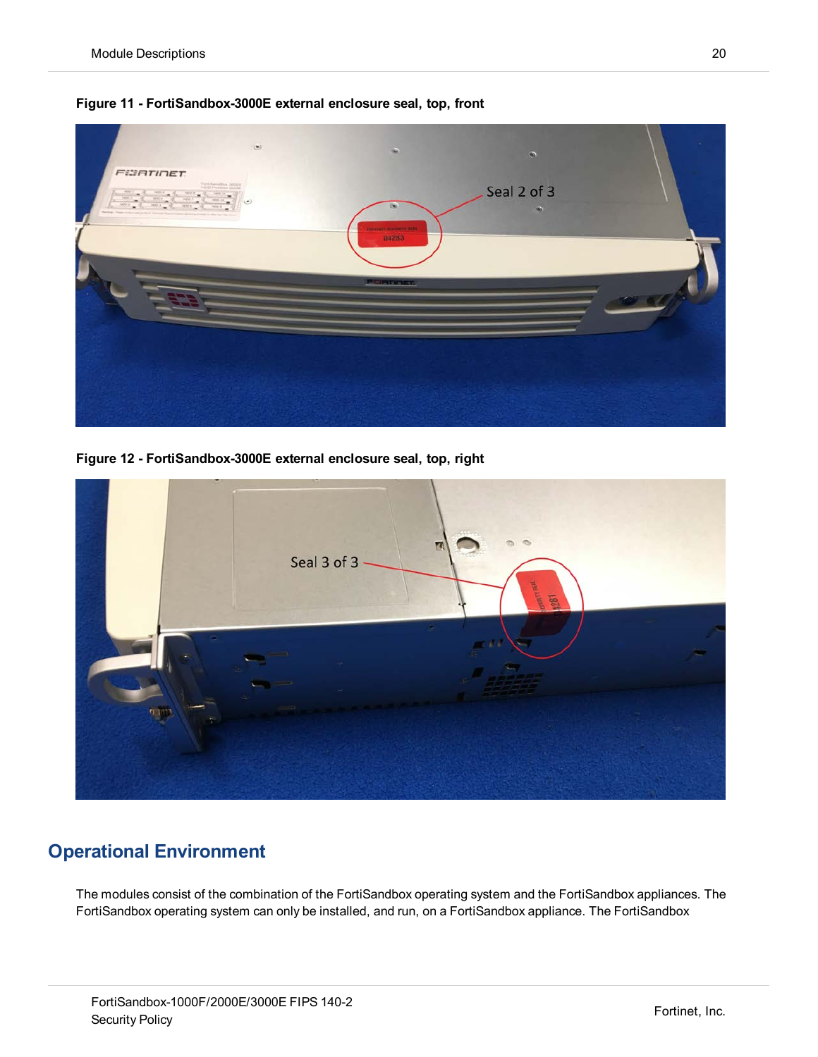**Figure 11 - FortiSandbox-3000E external enclosure seal, top, front**

**Figure 12 - FortiSandbox-3000E external enclosure seal, top, right**

## Operational Environment

The modules consist of the combination of the FortiSandbox operating system and the FortiSandbox appliances. The FortiSandbox operating system can only be installed, and run, on a FortiSandbox appliance. The FortiSandbox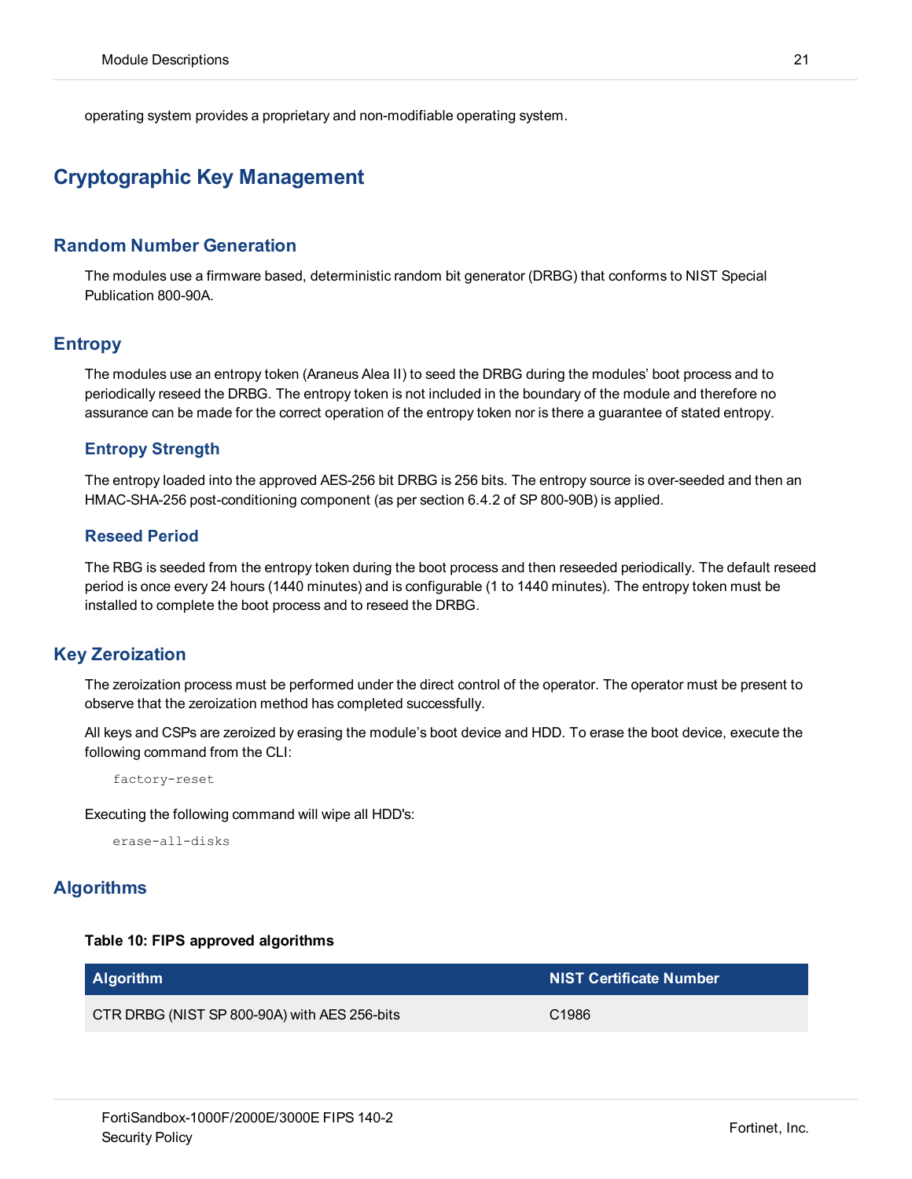operating system provides a proprietary and non-modifiable operating system.

# Cryptographic Key Management

## Random Number Generation

The modules use a firmware based, deterministic random bit generator (DRBG) that conforms to NIST Special Publication 800-90A.

## Entropy

The modules use an entropy token (Araneus Alea II) to seed the DRBG during the modules' boot process and to periodically reseed the DRBG. The entropy token is not included in the boundary of the module and therefore no assurance can be made for the correct operation of the entropy token nor is there a guarantee of stated entropy.

### Entropy Strength

The entropy loaded into the approved AES-256 bit DRBG is 256 bits. The entropy source is over-seeded and then an HMAC-SHA-256 post-conditioning component (as per section 6.4.2 of SP 800-90B) is applied.

### Reseed Period

The RBG is seeded from the entropy token during the boot process and then reseeded periodically. The default reseed period is once every 24 hours (1440 minutes) and is configurable (1 to 1440 minutes). The entropy token must be installed to complete the boot process and to reseed the DRBG.

## Key Zeroization

The zeroization process must be performed under the direct control of the operator. The operator must be present to observe that the zeroization method has completed successfully.

All keys and CSPs are zeroized by erasing the module's boot device and HDD. To erase the boot device, execute the following command from the CLI:

```
factory-reset
```

Executing the following command will wipe all HDD's:

```
erase-all-disks
```

## Algorithms

**Table 10: FIPS approved algorithms**

| Algorithm | NIST Certificate Number |
| --- | --- |
| CTR DRBG (NIST SP 800-90A) with AES 256-bits | C1986 |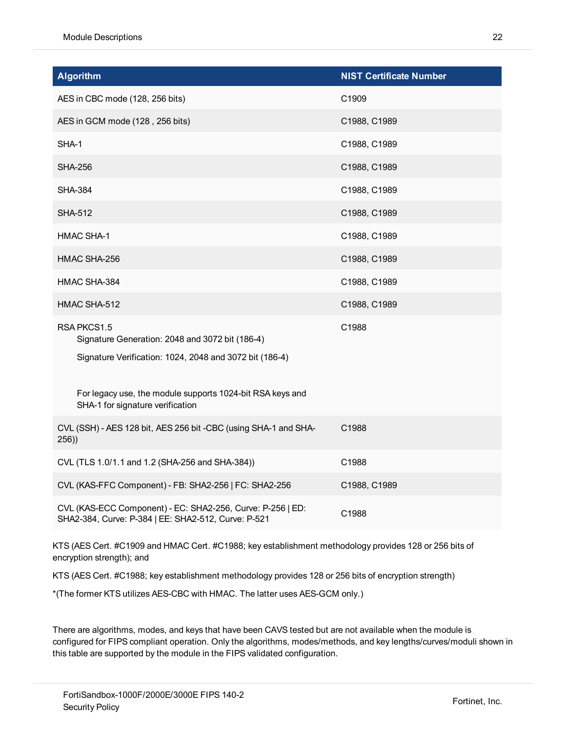| Algorithm | NIST Certificate Number |
|---|---|
| AES in CBC mode (128, 256 bits) | C1909 |
| AES in GCM mode (128 , 256 bits) | C1988, C1989 |
| SHA-1 | C1988, C1989 |
| SHA-256 | C1988, C1989 |
| SHA-384 | C1988, C1989 |
| SHA-512 | C1988, C1989 |
| HMAC SHA-1 | C1988, C1989 |
| HMAC SHA-256 | C1988, C1989 |
| HMAC SHA-384 | C1988, C1989 |
| HMAC SHA-512 | C1988, C1989 |
| RSA PKCS1.5<br>Signature Generation: 2048 and 3072 bit (186-4)<br>Signature Verification: 1024, 2048 and 3072 bit (186-4)<br><br>For legacy use, the module supports 1024-bit RSA keys and SHA-1 for signature verification | C1988 |
| CVL (SSH) - AES 128 bit, AES 256 bit -CBC (using SHA-1 and SHA-256)) | C1988 |
| CVL (TLS 1.0/1.1 and 1.2 (SHA-256 and SHA-384)) | C1988 |
| CVL (KAS-FFC Component) - FB: SHA2-256 \| FC: SHA2-256 | C1988, C1989 |
| CVL (KAS-ECC Component) - EC: SHA2-256, Curve: P-256 \| ED: SHA2-384, Curve: P-384 \| EE: SHA2-512, Curve: P-521 | C1988 |

KTS (AES Cert. #C1909 and HMAC Cert. #C1988; key establishment methodology provides 128 or 256 bits of encryption strength); and

KTS (AES Cert. #C1988; key establishment methodology provides 128 or 256 bits of encryption strength)

*(The former KTS utilizes AES-CBC with HMAC. The latter uses AES-GCM only.)

There are algorithms, modes, and keys that have been CAVS tested but are not available when the module is configured for FIPS compliant operation. Only the algorithms, modes/methods, and key lengths/curves/moduli shown in this table are supported by the module in the FIPS validated configuration.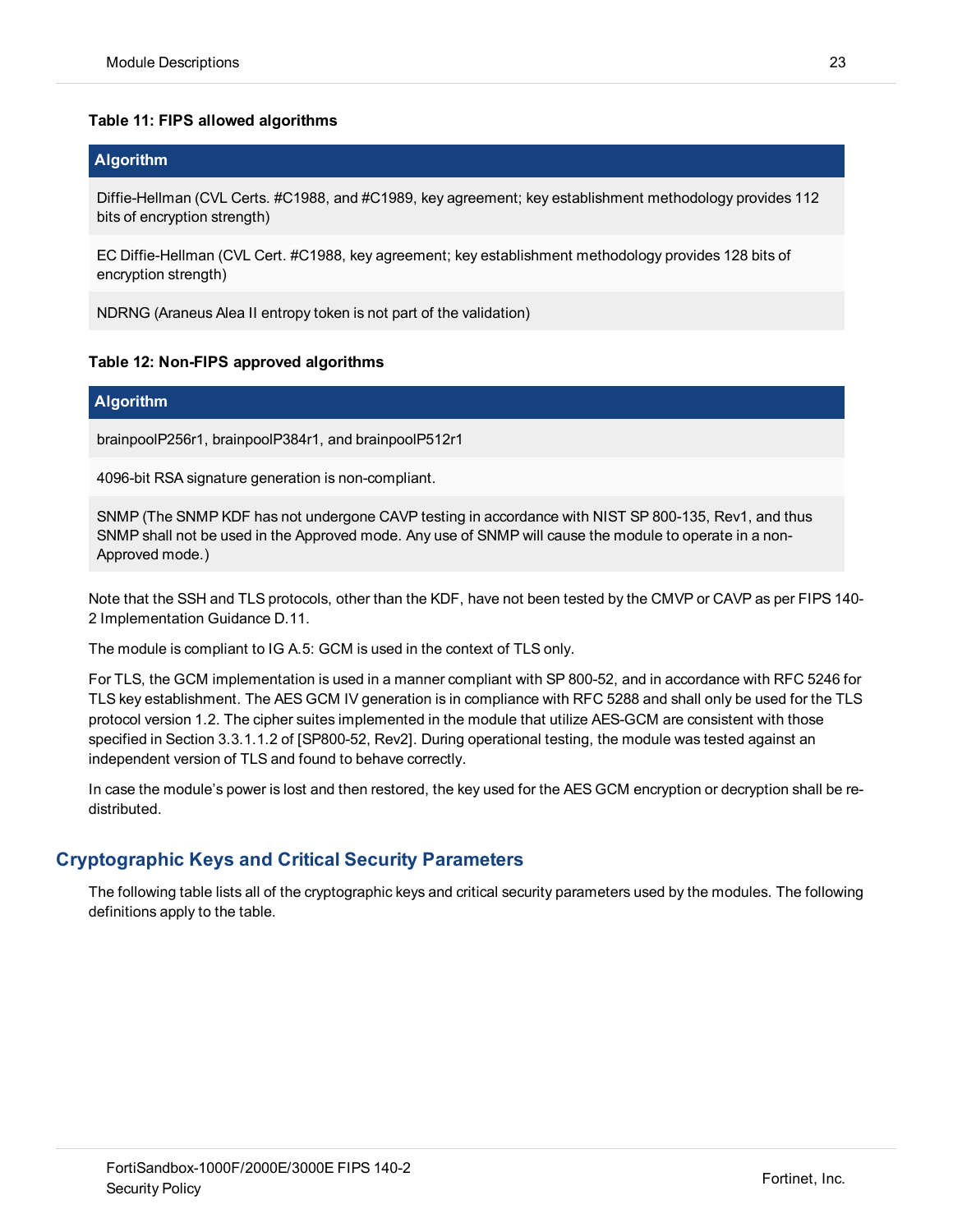**Table 11: FIPS allowed algorithms**

| Algorithm |
|---|
| Diffie-Hellman (CVL Certs. #C1988, and #C1989, key agreement; key establishment methodology provides 112 bits of encryption strength) |
| EC Diffie-Hellman (CVL Cert. #C1988, key agreement; key establishment methodology provides 128 bits of encryption strength) |
| NDRNG (Araneus Alea II entropy token is not part of the validation) |

**Table 12: Non-FIPS approved algorithms**

| Algorithm |
|---|
| brainpoolP256r1, brainpoolP384r1, and brainpoolP512r1 |
| 4096-bit RSA signature generation is non-compliant. |
| SNMP (The SNMP KDF has not undergone CAVP testing in accordance with NIST SP 800-135, Rev1, and thus SNMP shall not be used in the Approved mode. Any use of SNMP will cause the module to operate in a non-Approved mode.) |

Note that the SSH and TLS protocols, other than the KDF, have not been tested by the CMVP or CAVP as per FIPS 140-2 Implementation Guidance D.11.

The module is compliant to IG A.5: GCM is used in the context of TLS only.

For TLS, the GCM implementation is used in a manner compliant with SP 800-52, and in accordance with RFC 5246 for TLS key establishment. The AES GCM IV generation is in compliance with RFC 5288 and shall only be used for the TLS protocol version 1.2. The cipher suites implemented in the module that utilize AES-GCM are consistent with those specified in Section 3.3.1.1.2 of [SP800-52, Rev2]. During operational testing, the module was tested against an independent version of TLS and found to behave correctly.

In case the module's power is lost and then restored, the key used for the AES GCM encryption or decryption shall be re-distributed.

## Cryptographic Keys and Critical Security Parameters

The following table lists all of the cryptographic keys and critical security parameters used by the modules. The following definitions apply to the table.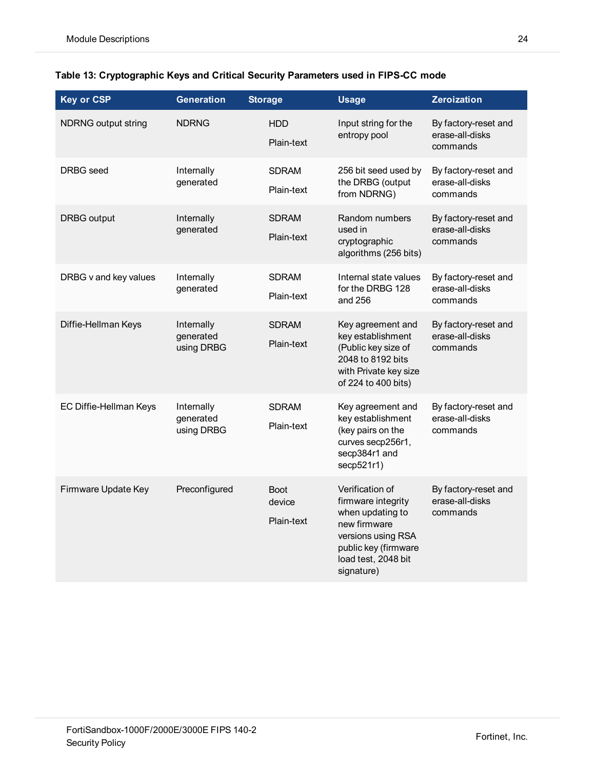**Table 13: Cryptographic Keys and Critical Security Parameters used in FIPS-CC mode**

| Key or CSP | Generation | Storage | Usage | Zeroization |
|---|---|---|---|---|
| NDRNG output string | NDRNG | HDD<br><br>Plain-text | Input string for the entropy pool | By factory-reset and erase-all-disks commands |
| DRBG seed | Internally generated | SDRAM<br><br>Plain-text | 256 bit seed used by the DRBG (output from NDRNG) | By factory-reset and erase-all-disks commands |
| DRBG output | Internally generated | SDRAM<br><br>Plain-text | Random numbers used in cryptographic algorithms (256 bits) | By factory-reset and erase-all-disks commands |
| DRBG v and key values | Internally generated | SDRAM<br><br>Plain-text | Internal state values for the DRBG 128 and 256 | By factory-reset and erase-all-disks commands |
| Diffie-Hellman Keys | Internally generated using DRBG | SDRAM<br><br>Plain-text | Key agreement and key establishment (Public key size of 2048 to 8192 bits with Private key size of 224 to 400 bits) | By factory-reset and erase-all-disks commands |
| EC Diffie-Hellman Keys | Internally generated using DRBG | SDRAM<br><br>Plain-text | Key agreement and key establishment (key pairs on the curves secp256r1, secp384r1 and secp521r1) | By factory-reset and erase-all-disks commands |
| Firmware Update Key | Preconfigured | Boot device<br><br>Plain-text | Verification of firmware integrity when updating to new firmware versions using RSA public key (firmware load test, 2048 bit signature) | By factory-reset and erase-all-disks commands |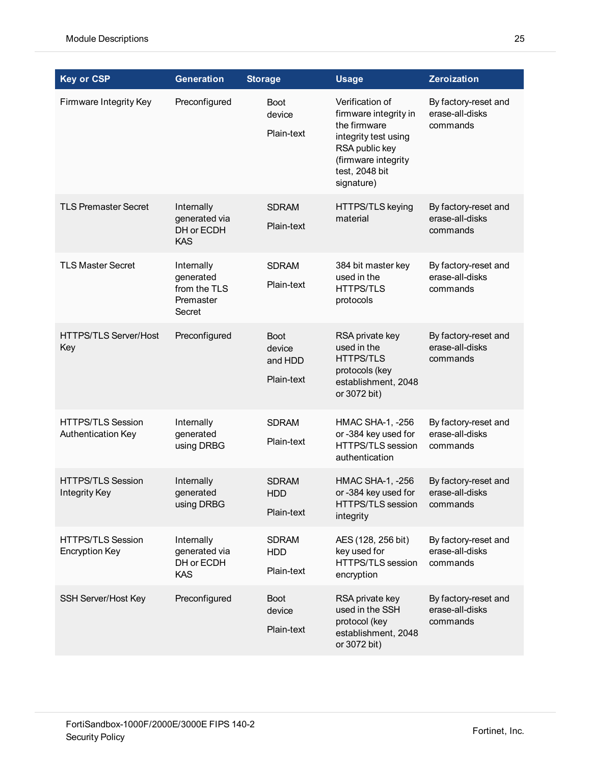| Key or CSP | Generation | Storage | Usage | Zeroization |
|---|---|---|---|---|
| Firmware Integrity Key | Preconfigured | Boot device<br><br>Plain-text | Verification of firmware integrity in the firmware integrity test using RSA public key (firmware integrity test, 2048 bit signature) | By factory-reset and erase-all-disks commands |
| TLS Premaster Secret | Internally generated via DH or ECDH KAS | SDRAM<br><br>Plain-text | HTTPS/TLS keying material | By factory-reset and erase-all-disks commands |
| TLS Master Secret | Internally generated from the TLS Premaster Secret | SDRAM<br><br>Plain-text | 384 bit master key used in the HTTPS/TLS protocols | By factory-reset and erase-all-disks commands |
| HTTPS/TLS Server/Host Key | Preconfigured | Boot device and HDD<br><br>Plain-text | RSA private key used in the HTTPS/TLS protocols (key establishment, 2048 or 3072 bit) | By factory-reset and erase-all-disks commands |
| HTTPS/TLS Session Authentication Key | Internally generated using DRBG | SDRAM<br><br>Plain-text | HMAC SHA-1, -256 or -384 key used for HTTPS/TLS session authentication | By factory-reset and erase-all-disks commands |
| HTTPS/TLS Session Integrity Key | Internally generated using DRBG | SDRAM<br>HDD<br><br>Plain-text | HMAC SHA-1, -256 or -384 key used for HTTPS/TLS session integrity | By factory-reset and erase-all-disks commands |
| HTTPS/TLS Session Encryption Key | Internally generated via DH or ECDH KAS | SDRAM<br>HDD<br><br>Plain-text | AES (128, 256 bit) key used for HTTPS/TLS session encryption | By factory-reset and erase-all-disks commands |
| SSH Server/Host Key | Preconfigured | Boot device<br><br>Plain-text | RSA private key used in the SSH protocol (key establishment, 2048 or 3072 bit) | By factory-reset and erase-all-disks commands |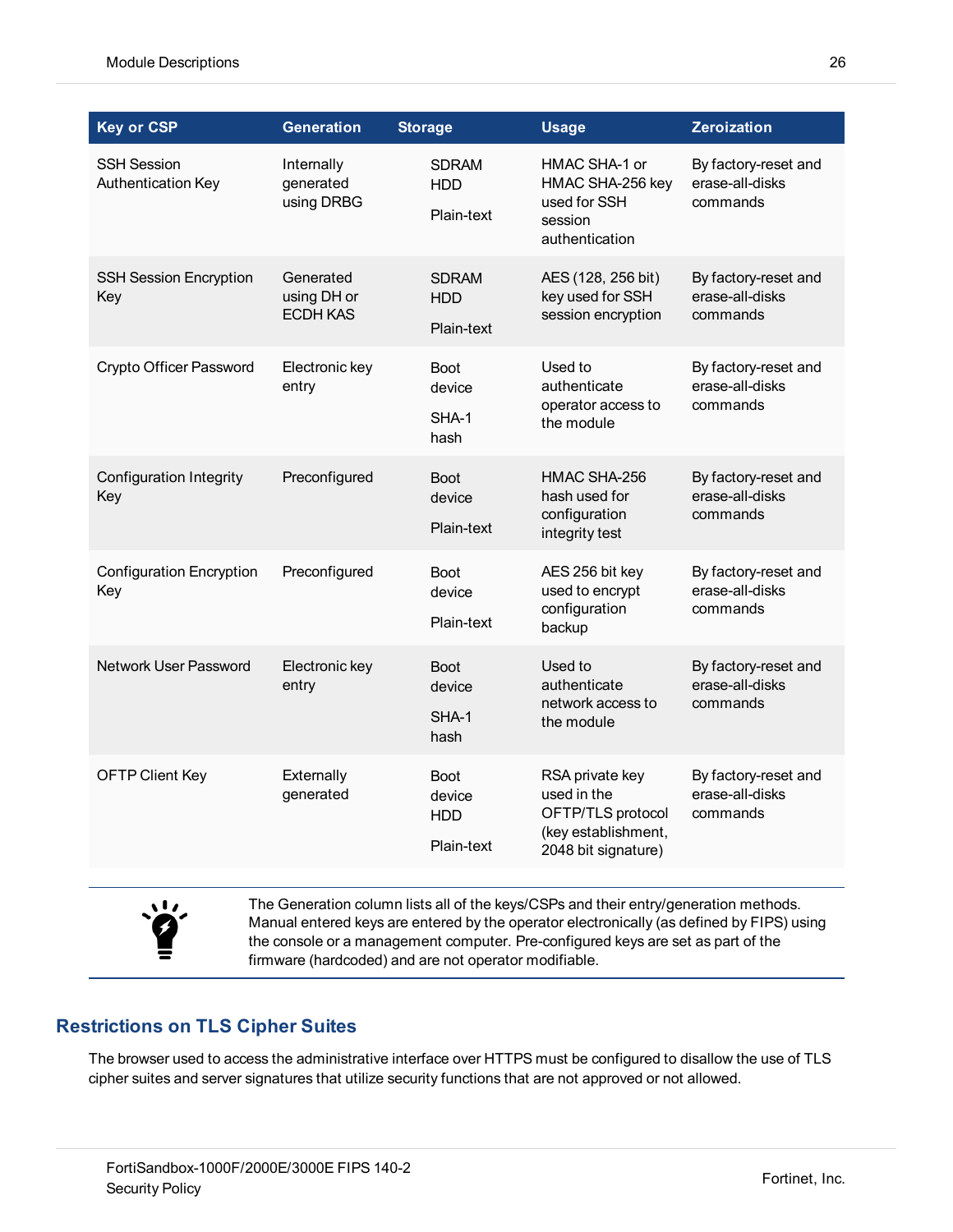| Key or CSP | Generation | Storage | Usage | Zeroization |
|---|---|---|---|---|
| SSH Session Authentication Key | Internally generated using DRBG | SDRAM HDD<br><br>Plain-text | HMAC SHA-1 or HMAC SHA-256 key used for SSH session authentication | By factory-reset and erase-all-disks commands |
| SSH Session Encryption Key | Generated using DH or ECDH KAS | SDRAM HDD<br><br>Plain-text | AES (128, 256 bit) key used for SSH session encryption | By factory-reset and erase-all-disks commands |
| Crypto Officer Password | Electronic key entry | Boot device<br><br>SHA-1 hash | Used to authenticate operator access to the module | By factory-reset and erase-all-disks commands |
| Configuration Integrity Key | Preconfigured | Boot device<br><br>Plain-text | HMAC SHA-256 hash used for configuration integrity test | By factory-reset and erase-all-disks commands |
| Configuration Encryption Key | Preconfigured | Boot device<br><br>Plain-text | AES 256 bit key used to encrypt configuration backup | By factory-reset and erase-all-disks commands |
| Network User Password | Electronic key entry | Boot device<br><br>SHA-1 hash | Used to authenticate network access to the module | By factory-reset and erase-all-disks commands |
| OFTP Client Key | Externally generated | Boot device HDD<br><br>Plain-text | RSA private key used in the OFTP/TLS protocol (key establishment, 2048 bit signature) | By factory-reset and erase-all-disks commands |

The Generation column lists all of the keys/CSPs and their entry/generation methods. Manual entered keys are entered by the operator electronically (as defined by FIPS) using the console or a management computer. Pre-configured keys are set as part of the firmware (hardcoded) and are not operator modifiable.

## Restrictions on TLS Cipher Suites

The browser used to access the administrative interface over HTTPS must be configured to disallow the use of TLS cipher suites and server signatures that utilize security functions that are not approved or not allowed.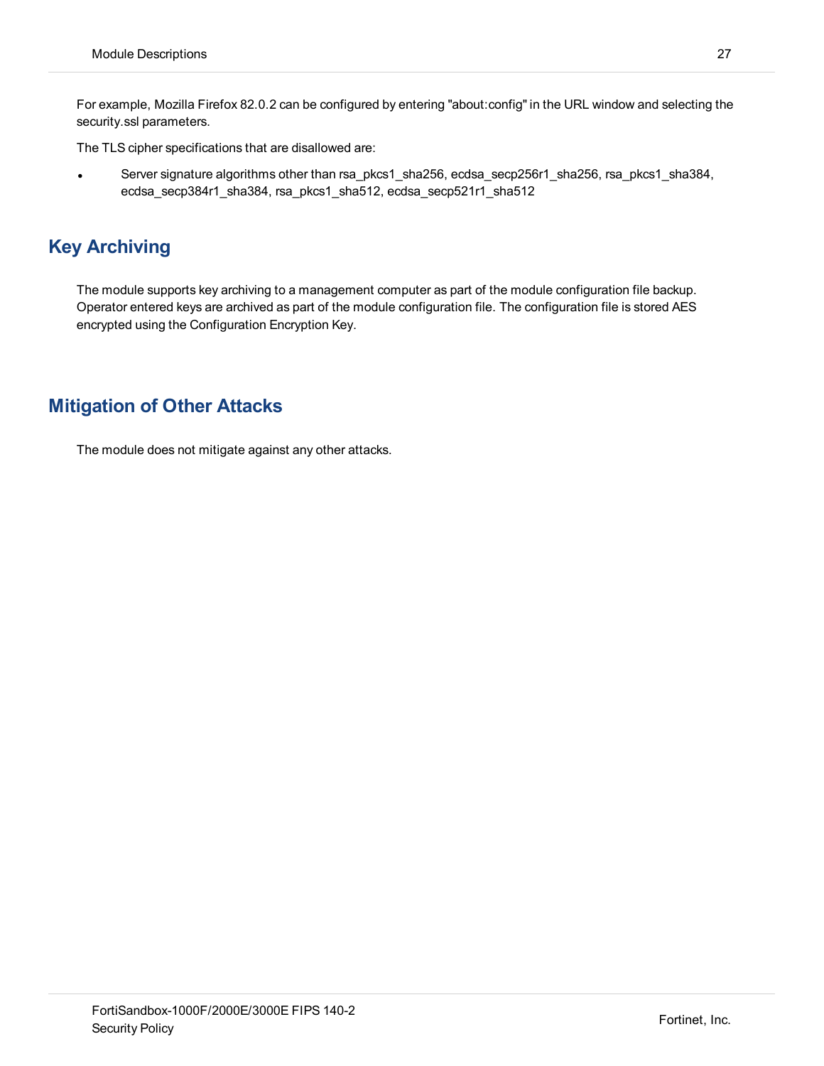For example, Mozilla Firefox 82.0.2 can be configured by entering "about:config" in the URL window and selecting the security.ssl parameters.

The TLS cipher specifications that are disallowed are:

- Server signature algorithms other than rsa_pkcs1_sha256, ecdsa_secp256r1_sha256, rsa_pkcs1_sha384, ecdsa_secp384r1_sha384, rsa_pkcs1_sha512, ecdsa_secp521r1_sha512

## Key Archiving

The module supports key archiving to a management computer as part of the module configuration file backup. Operator entered keys are archived as part of the module configuration file. The configuration file is stored AES encrypted using the Configuration Encryption Key.

## Mitigation of Other Attacks

The module does not mitigate against any other attacks.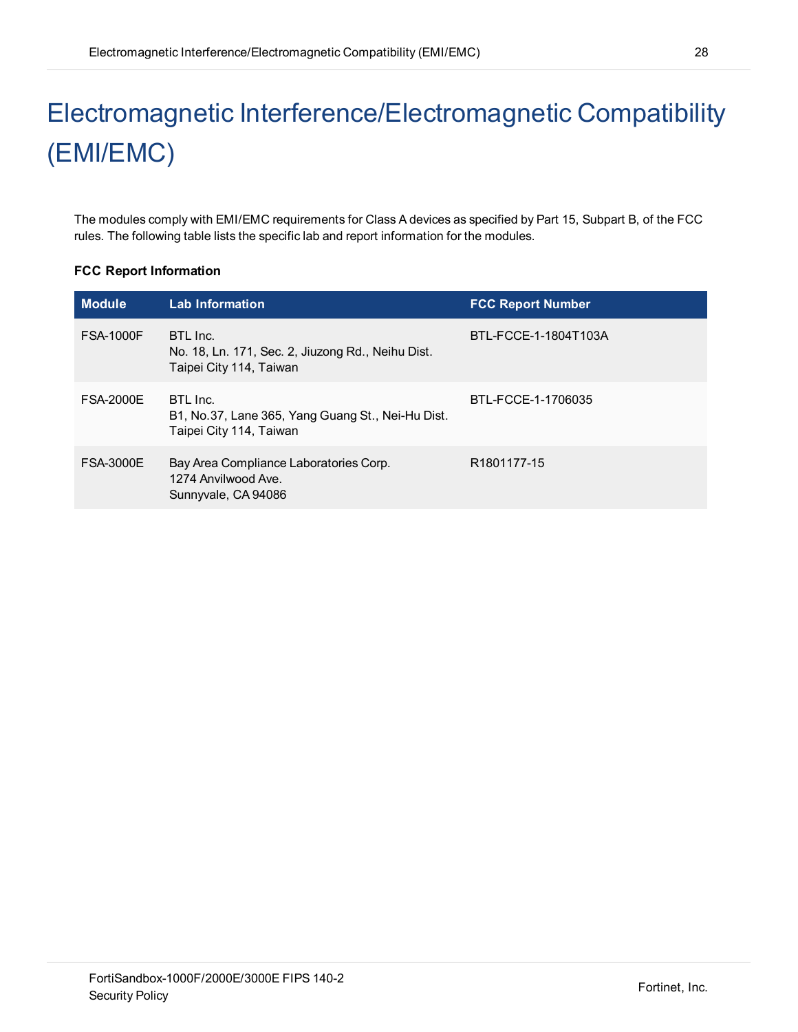# Electromagnetic Interference/Electromagnetic Compatibility (EMI/EMC)

The modules comply with EMI/EMC requirements for Class A devices as specified by Part 15, Subpart B, of the FCC rules. The following table lists the specific lab and report information for the modules.

**FCC Report Information**

| Module | Lab Information | FCC Report Number |
|---|---|---|
| FSA-1000F | BTL Inc.<br>No. 18, Ln. 171, Sec. 2, Jiuzong Rd., Neihu Dist.<br>Taipei City 114, Taiwan | BTL-FCCE-1-1804T103A |
| FSA-2000E | BTL Inc.<br>B1, No.37, Lane 365, Yang Guang St., Nei-Hu Dist.<br>Taipei City 114, Taiwan | BTL-FCCE-1-1706035 |
| FSA-3000E | Bay Area Compliance Laboratories Corp.<br>1274 Anvilwood Ave.<br>Sunnyvale, CA 94086 | R1801177-15 |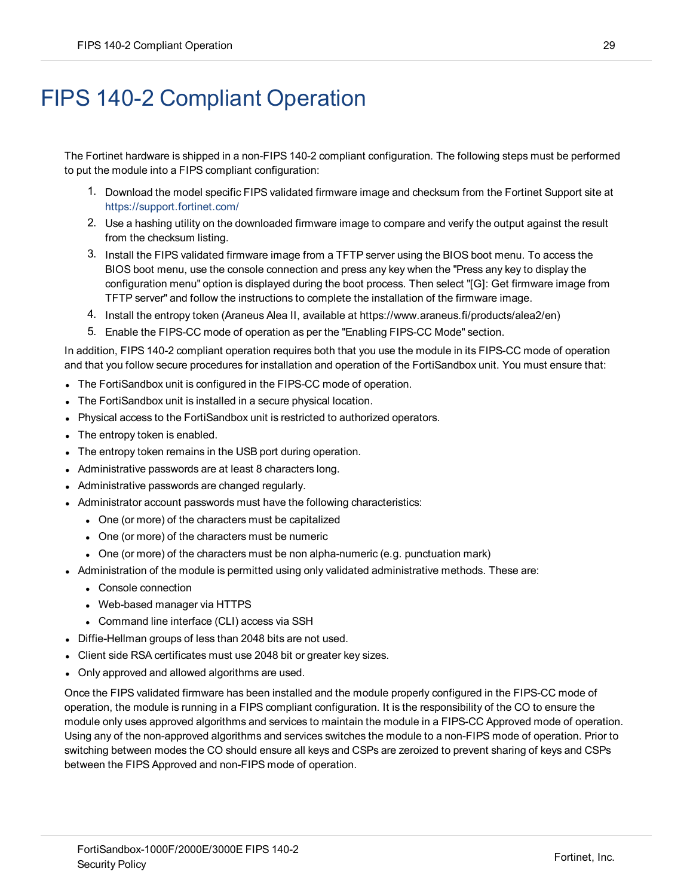# FIPS 140-2 Compliant Operation

The Fortinet hardware is shipped in a non-FIPS 140-2 compliant configuration. The following steps must be performed to put the module into a FIPS compliant configuration:

1. Download the model specific FIPS validated firmware image and checksum from the Fortinet Support site at https://support.fortinet.com/
2. Use a hashing utility on the downloaded firmware image to compare and verify the output against the result from the checksum listing.
3. Install the FIPS validated firmware image from a TFTP server using the BIOS boot menu. To access the BIOS boot menu, use the console connection and press any key when the "Press any key to display the configuration menu" option is displayed during the boot process. Then select "[G]: Get firmware image from TFTP server" and follow the instructions to complete the installation of the firmware image.
4. Install the entropy token (Araneus Alea II, available at https://www.araneus.fi/products/alea2/en)
5. Enable the FIPS-CC mode of operation as per the "Enabling FIPS-CC Mode" section.

In addition, FIPS 140-2 compliant operation requires both that you use the module in its FIPS-CC mode of operation and that you follow secure procedures for installation and operation of the FortiSandbox unit. You must ensure that:

- The FortiSandbox unit is configured in the FIPS-CC mode of operation.
- The FortiSandbox unit is installed in a secure physical location.
- Physical access to the FortiSandbox unit is restricted to authorized operators.
- The entropy token is enabled.
- The entropy token remains in the USB port during operation.
- Administrative passwords are at least 8 characters long.
- Administrative passwords are changed regularly.
- Administrator account passwords must have the following characteristics:
  - One (or more) of the characters must be capitalized
  - One (or more) of the characters must be numeric
  - One (or more) of the characters must be non alpha-numeric (e.g. punctuation mark)
- Administration of the module is permitted using only validated administrative methods. These are:
  - Console connection
  - Web-based manager via HTTPS
  - Command line interface (CLI) access via SSH
- Diffie-Hellman groups of less than 2048 bits are not used.
- Client side RSA certificates must use 2048 bit or greater key sizes.
- Only approved and allowed algorithms are used.

Once the FIPS validated firmware has been installed and the module properly configured in the FIPS-CC mode of operation, the module is running in a FIPS compliant configuration. It is the responsibility of the CO to ensure the module only uses approved algorithms and services to maintain the module in a FIPS-CC Approved mode of operation. Using any of the non-approved algorithms and services switches the module to a non-FIPS mode of operation. Prior to switching between modes the CO should ensure all keys and CSPs are zeroized to prevent sharing of keys and CSPs between the FIPS Approved and non-FIPS mode of operation.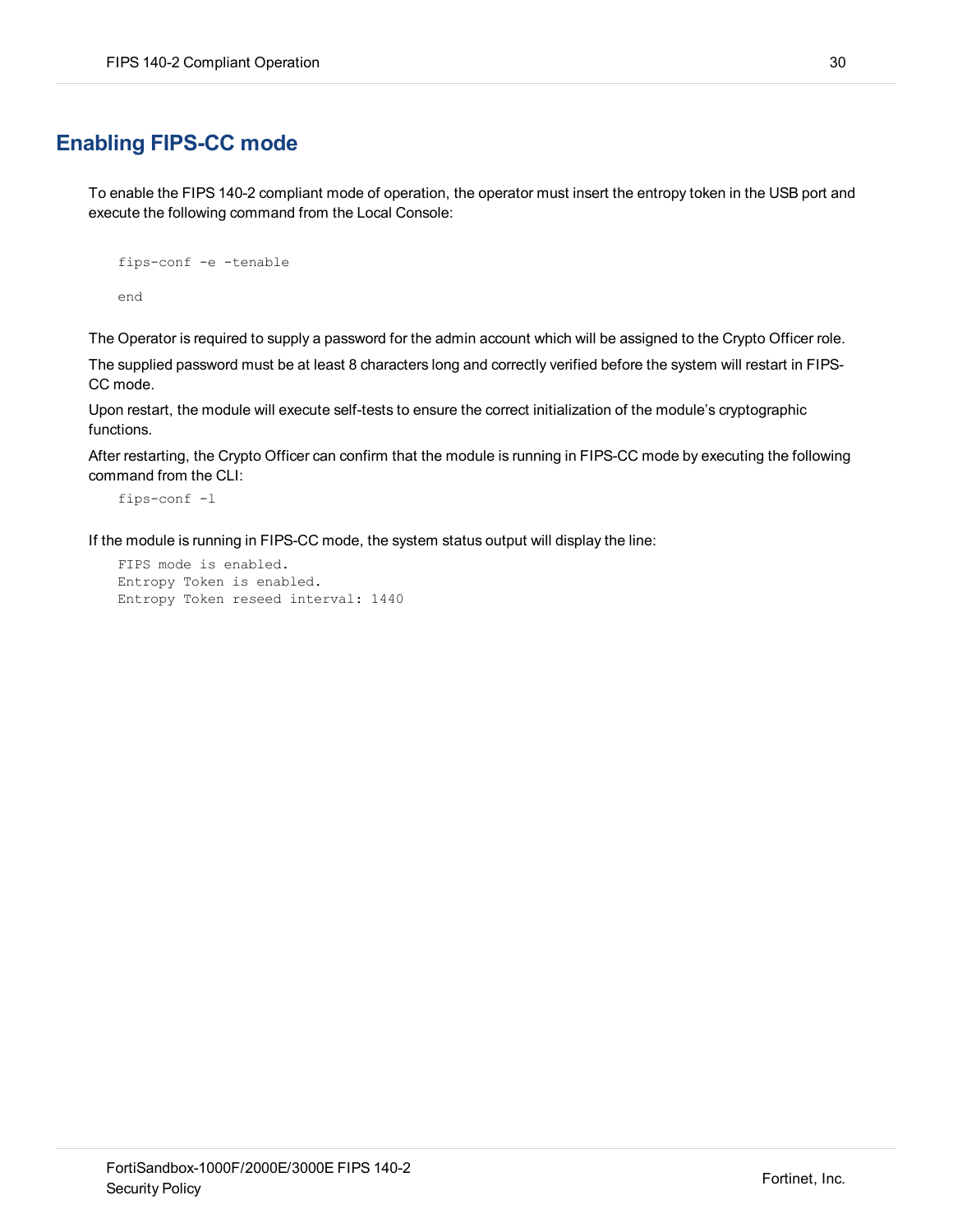## Enabling FIPS-CC mode

To enable the FIPS 140-2 compliant mode of operation, the operator must insert the entropy token in the USB port and execute the following command from the Local Console:

```
fips-conf -e -tenable

end
```

The Operator is required to supply a password for the admin account which will be assigned to the Crypto Officer role.

The supplied password must be at least 8 characters long and correctly verified before the system will restart in FIPS-CC mode.

Upon restart, the module will execute self-tests to ensure the correct initialization of the module's cryptographic functions.

After restarting, the Crypto Officer can confirm that the module is running in FIPS-CC mode by executing the following command from the CLI:

```
fips-conf -l
```

If the module is running in FIPS-CC mode, the system status output will display the line:

```
FIPS mode is enabled.
Entropy Token is enabled.
Entropy Token reseed interval: 1440
```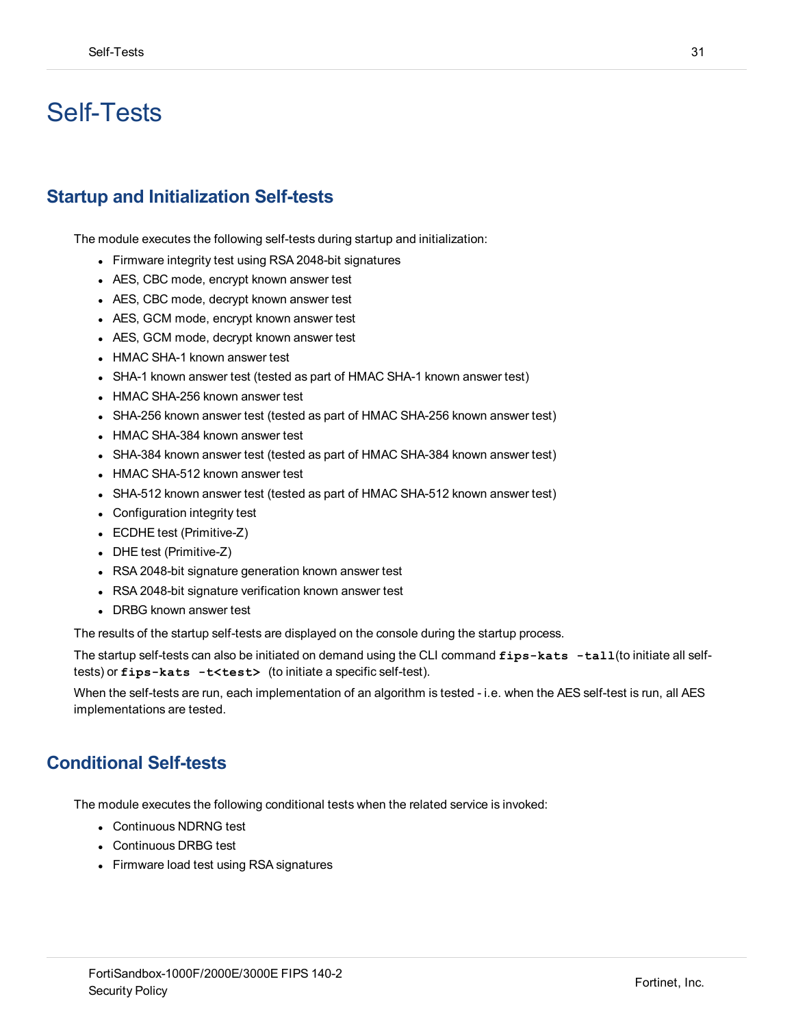# Self-Tests

## Startup and Initialization Self-tests

The module executes the following self-tests during startup and initialization:

- Firmware integrity test using RSA 2048-bit signatures
- AES, CBC mode, encrypt known answer test
- AES, CBC mode, decrypt known answer test
- AES, GCM mode, encrypt known answer test
- AES, GCM mode, decrypt known answer test
- HMAC SHA-1 known answer test
- SHA-1 known answer test (tested as part of HMAC SHA-1 known answer test)
- HMAC SHA-256 known answer test
- SHA-256 known answer test (tested as part of HMAC SHA-256 known answer test)
- HMAC SHA-384 known answer test
- SHA-384 known answer test (tested as part of HMAC SHA-384 known answer test)
- HMAC SHA-512 known answer test
- SHA-512 known answer test (tested as part of HMAC SHA-512 known answer test)
- Configuration integrity test
- ECDHE test (Primitive-Z)
- DHE test (Primitive-Z)
- RSA 2048-bit signature generation known answer test
- RSA 2048-bit signature verification known answer test
- DRBG known answer test

The results of the startup self-tests are displayed on the console during the startup process.

The startup self-tests can also be initiated on demand using the CLI command **`fips-kats -tall`**(to initiate all self-tests) or **`fips-kats -t<test>`** (to initiate a specific self-test).

When the self-tests are run, each implementation of an algorithm is tested - i.e. when the AES self-test is run, all AES implementations are tested.

## Conditional Self-tests

The module executes the following conditional tests when the related service is invoked:

- Continuous NDRNG test
- Continuous DRBG test
- Firmware load test using RSA signatures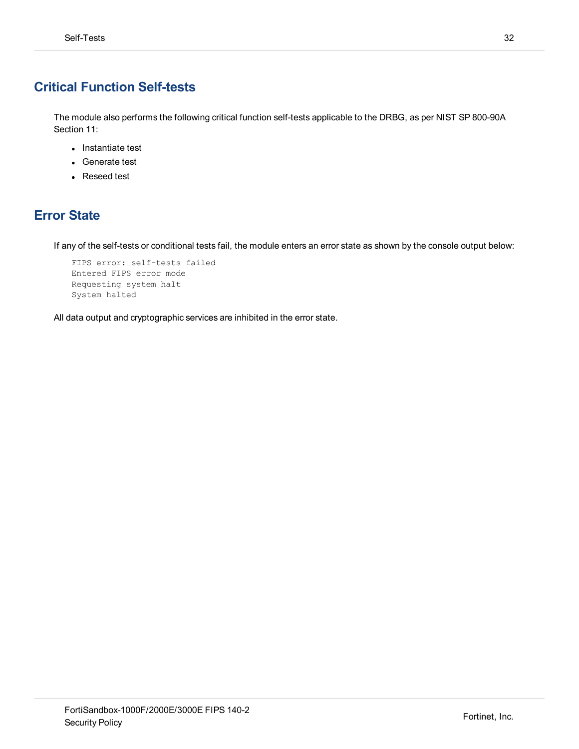## Critical Function Self-tests

The module also performs the following critical function self-tests applicable to the DRBG, as per NIST SP 800-90A Section 11:

- Instantiate test
- Generate test
- Reseed test

## Error State

If any of the self-tests or conditional tests fail, the module enters an error state as shown by the console output below:

```
FIPS error: self-tests failed
Entered FIPS error mode
Requesting system halt
System halted
```

All data output and cryptographic services are inhibited in the error state.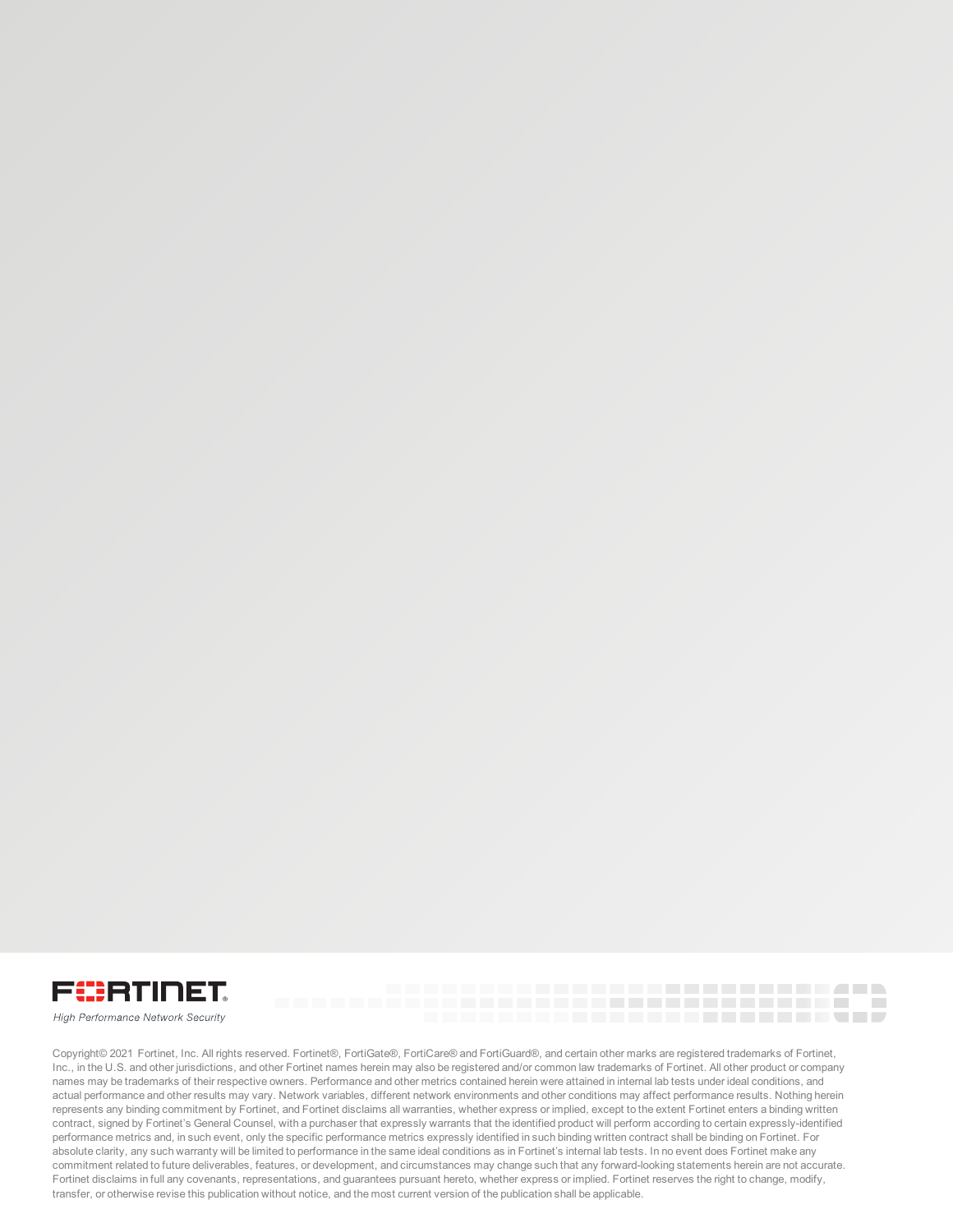FORTINET

*High Performance Network Security*

Copyright© 2021 Fortinet, Inc. All rights reserved. Fortinet®, FortiGate®, FortiCare® and FortiGuard®, and certain other marks are registered trademarks of Fortinet, Inc., in the U.S. and other jurisdictions, and other Fortinet names herein may also be registered and/or common law trademarks of Fortinet. All other product or company names may be trademarks of their respective owners. Performance and other metrics contained herein were attained in internal lab tests under ideal conditions, and actual performance and other results may vary. Network variables, different network environments and other conditions may affect performance results. Nothing herein represents any binding commitment by Fortinet, and Fortinet disclaims all warranties, whether express or implied, except to the extent Fortinet enters a binding written contract, signed by Fortinet's General Counsel, with a purchaser that expressly warrants that the identified product will perform according to certain expressly-identified performance metrics and, in such event, only the specific performance metrics expressly identified in such binding written contract shall be binding on Fortinet. For absolute clarity, any such warranty will be limited to performance in the same ideal conditions as in Fortinet's internal lab tests. In no event does Fortinet make any commitment related to future deliverables, features, or development, and circumstances may change such that any forward-looking statements herein are not accurate. Fortinet disclaims in full any covenants, representations, and guarantees pursuant hereto, whether express or implied. Fortinet reserves the right to change, modify, transfer, or otherwise revise this publication without notice, and the most current version of the publication shall be applicable.